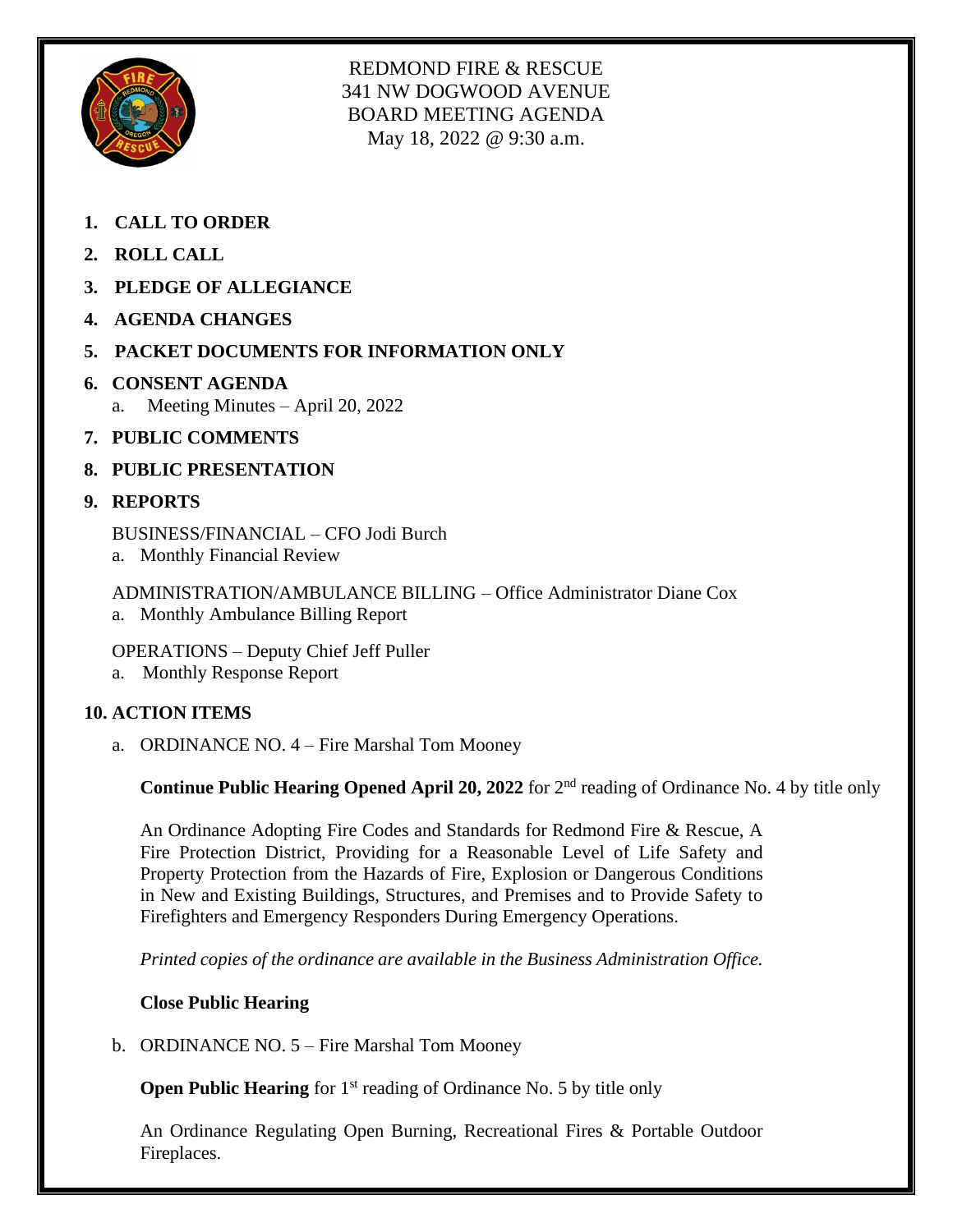REDMOND FIRE & RESCUE
341 NW DOGWOOD AVENUE
BOARD MEETING AGENDA
May 18, 2022 @ 9:30 a.m.

1. **CALL TO ORDER**
2. **ROLL CALL**
3. **PLEDGE OF ALLEGIANCE**
4. **AGENDA CHANGES**
5. **PACKET DOCUMENTS FOR INFORMATION ONLY**
6. **CONSENT AGENDA**
   a. Meeting Minutes – April 20, 2022
7. **PUBLIC COMMENTS**
8. **PUBLIC PRESENTATION**
9. **REPORTS**

   BUSINESS/FINANCIAL – CFO Jodi Burch
   a. Monthly Financial Review

   ADMINISTRATION/AMBULANCE BILLING – Office Administrator Diane Cox
   a. Monthly Ambulance Billing Report

   OPERATIONS – Deputy Chief Jeff Puller
   a. Monthly Response Report

10. **ACTION ITEMS**

    a. ORDINANCE NO. 4 – Fire Marshal Tom Mooney

    **Continue Public Hearing Opened April 20, 2022** for 2nd reading of Ordinance No. 4 by title only

    An Ordinance Adopting Fire Codes and Standards for Redmond Fire & Rescue, A Fire Protection District, Providing for a Reasonable Level of Life Safety and Property Protection from the Hazards of Fire, Explosion or Dangerous Conditions in New and Existing Buildings, Structures, and Premises and to Provide Safety to Firefighters and Emergency Responders During Emergency Operations.

    *Printed copies of the ordinance are available in the Business Administration Office.*

    **Close Public Hearing**

    b. ORDINANCE NO. 5 – Fire Marshal Tom Mooney

    **Open Public Hearing** for 1st reading of Ordinance No. 5 by title only

    An Ordinance Regulating Open Burning, Recreational Fires & Portable Outdoor Fireplaces.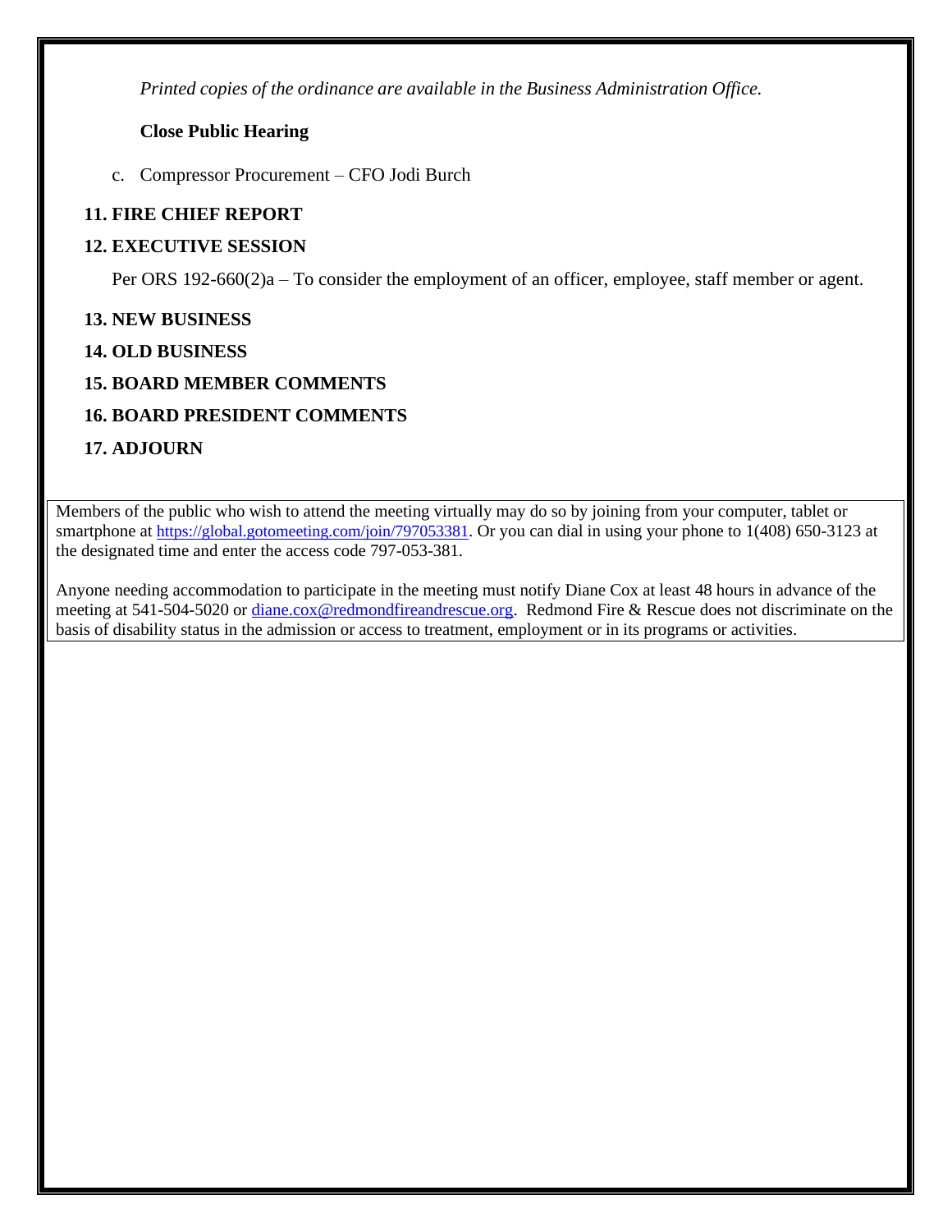*Printed copies of the ordinance are available in the Business Administration Office.*

**Close Public Hearing**

c. Compressor Procurement – CFO Jodi Burch

**11. FIRE CHIEF REPORT**

**12. EXECUTIVE SESSION**

Per ORS 192-660(2)a – To consider the employment of an officer, employee, staff member or agent.

**13. NEW BUSINESS**

**14. OLD BUSINESS**

**15. BOARD MEMBER COMMENTS**

**16. BOARD PRESIDENT COMMENTS**

**17. ADJOURN**

Members of the public who wish to attend the meeting virtually may do so by joining from your computer, tablet or smartphone at https://global.gotomeeting.com/join/797053381. Or you can dial in using your phone to 1(408) 650-3123 at the designated time and enter the access code 797-053-381.

Anyone needing accommodation to participate in the meeting must notify Diane Cox at least 48 hours in advance of the meeting at 541-504-5020 or diane.cox@redmondfireandrescue.org. Redmond Fire & Rescue does not discriminate on the basis of disability status in the admission or access to treatment, employment or in its programs or activities.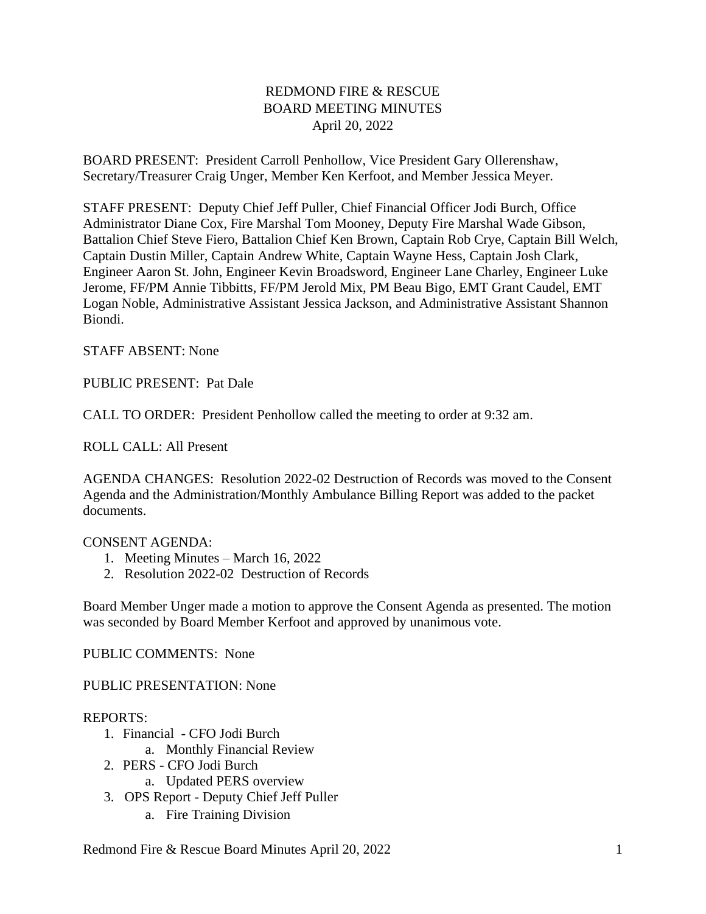REDMOND FIRE & RESCUE
BOARD MEETING MINUTES
April 20, 2022

BOARD PRESENT: President Carroll Penhollow, Vice President Gary Ollerenshaw, Secretary/Treasurer Craig Unger, Member Ken Kerfoot, and Member Jessica Meyer.

STAFF PRESENT: Deputy Chief Jeff Puller, Chief Financial Officer Jodi Burch, Office Administrator Diane Cox, Fire Marshal Tom Mooney, Deputy Fire Marshal Wade Gibson, Battalion Chief Steve Fiero, Battalion Chief Ken Brown, Captain Rob Crye, Captain Bill Welch, Captain Dustin Miller, Captain Andrew White, Captain Wayne Hess, Captain Josh Clark, Engineer Aaron St. John, Engineer Kevin Broadsword, Engineer Lane Charley, Engineer Luke Jerome, FF/PM Annie Tibbitts, FF/PM Jerold Mix, PM Beau Bigo, EMT Grant Caudel, EMT Logan Noble, Administrative Assistant Jessica Jackson, and Administrative Assistant Shannon Biondi.

STAFF ABSENT: None

PUBLIC PRESENT: Pat Dale

CALL TO ORDER: President Penhollow called the meeting to order at 9:32 am.

ROLL CALL: All Present

AGENDA CHANGES: Resolution 2022-02 Destruction of Records was moved to the Consent Agenda and the Administration/Monthly Ambulance Billing Report was added to the packet documents.

CONSENT AGENDA:

1. Meeting Minutes – March 16, 2022
2. Resolution 2022-02 Destruction of Records

Board Member Unger made a motion to approve the Consent Agenda as presented. The motion was seconded by Board Member Kerfoot and approved by unanimous vote.

PUBLIC COMMENTS: None

PUBLIC PRESENTATION: None

REPORTS:

1. Financial - CFO Jodi Burch
   a. Monthly Financial Review
2. PERS - CFO Jodi Burch
   a. Updated PERS overview
3. OPS Report - Deputy Chief Jeff Puller
   a. Fire Training Division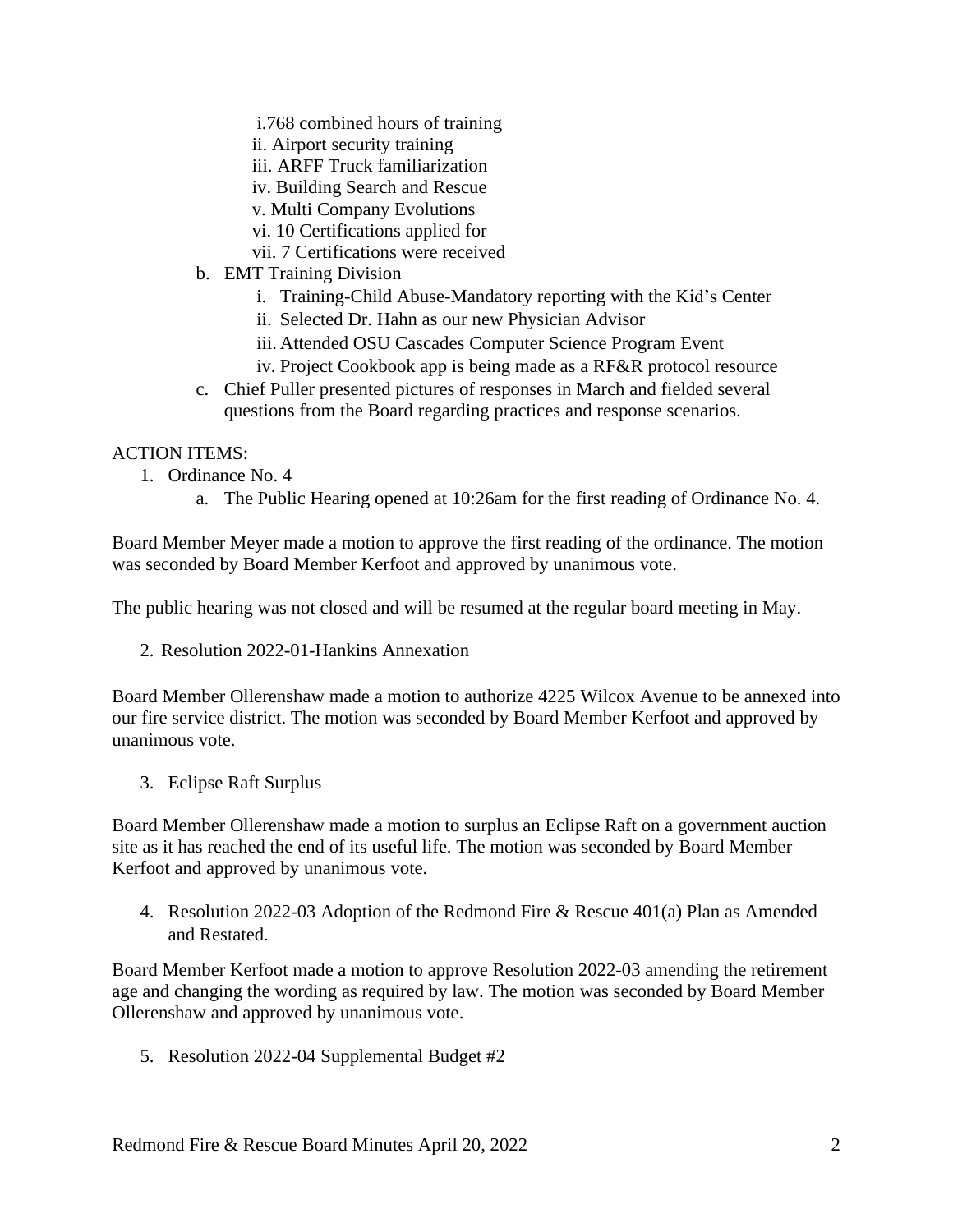i. 768 combined hours of training
   ii. Airport security training
   iii. ARFF Truck familiarization
   iv. Building Search and Rescue
   v. Multi Company Evolutions
   vi. 10 Certifications applied for
   vii. 7 Certifications were received

b. EMT Training Division
   i. Training-Child Abuse-Mandatory reporting with the Kid's Center
   ii. Selected Dr. Hahn as our new Physician Advisor
   iii. Attended OSU Cascades Computer Science Program Event
   iv. Project Cookbook app is being made as a RF&R protocol resource

c. Chief Puller presented pictures of responses in March and fielded several questions from the Board regarding practices and response scenarios.

ACTION ITEMS:

1. Ordinance No. 4
   a. The Public Hearing opened at 10:26am for the first reading of Ordinance No. 4.

Board Member Meyer made a motion to approve the first reading of the ordinance. The motion was seconded by Board Member Kerfoot and approved by unanimous vote.

The public hearing was not closed and will be resumed at the regular board meeting in May.

2. Resolution 2022-01-Hankins Annexation

Board Member Ollerenshaw made a motion to authorize 4225 Wilcox Avenue to be annexed into our fire service district. The motion was seconded by Board Member Kerfoot and approved by unanimous vote.

3. Eclipse Raft Surplus

Board Member Ollerenshaw made a motion to surplus an Eclipse Raft on a government auction site as it has reached the end of its useful life. The motion was seconded by Board Member Kerfoot and approved by unanimous vote.

4. Resolution 2022-03 Adoption of the Redmond Fire & Rescue 401(a) Plan as Amended and Restated.

Board Member Kerfoot made a motion to approve Resolution 2022-03 amending the retirement age and changing the wording as required by law. The motion was seconded by Board Member Ollerenshaw and approved by unanimous vote.

5. Resolution 2022-04 Supplemental Budget #2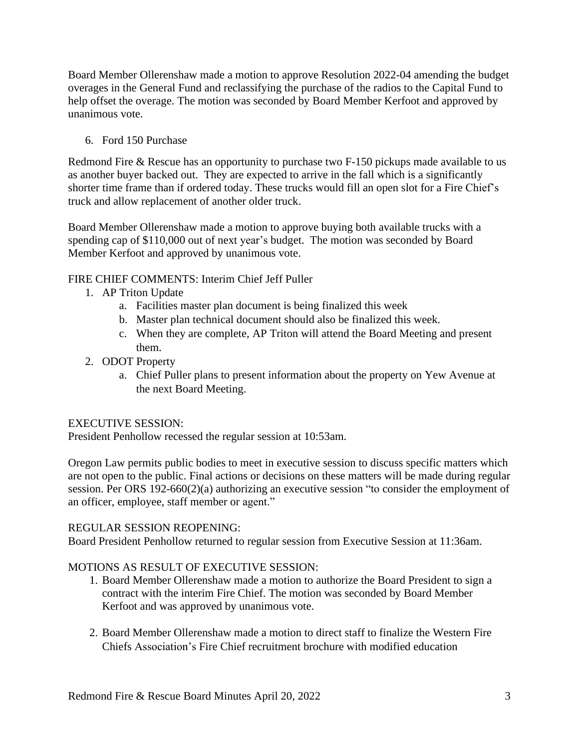Board Member Ollerenshaw made a motion to approve Resolution 2022-04 amending the budget overages in the General Fund and reclassifying the purchase of the radios to the Capital Fund to help offset the overage. The motion was seconded by Board Member Kerfoot and approved by unanimous vote.

6. Ford 150 Purchase

Redmond Fire & Rescue has an opportunity to purchase two F-150 pickups made available to us as another buyer backed out. They are expected to arrive in the fall which is a significantly shorter time frame than if ordered today. These trucks would fill an open slot for a Fire Chief's truck and allow replacement of another older truck.

Board Member Ollerenshaw made a motion to approve buying both available trucks with a spending cap of $110,000 out of next year's budget. The motion was seconded by Board Member Kerfoot and approved by unanimous vote.

FIRE CHIEF COMMENTS: Interim Chief Jeff Puller

1. AP Triton Update
   a. Facilities master plan document is being finalized this week
   b. Master plan technical document should also be finalized this week.
   c. When they are complete, AP Triton will attend the Board Meeting and present them.
2. ODOT Property
   a. Chief Puller plans to present information about the property on Yew Avenue at the next Board Meeting.

EXECUTIVE SESSION:
President Penhollow recessed the regular session at 10:53am.

Oregon Law permits public bodies to meet in executive session to discuss specific matters which are not open to the public. Final actions or decisions on these matters will be made during regular session. Per ORS 192-660(2)(a) authorizing an executive session "to consider the employment of an officer, employee, staff member or agent."

REGULAR SESSION REOPENING:
Board President Penhollow returned to regular session from Executive Session at 11:36am.

MOTIONS AS RESULT OF EXECUTIVE SESSION:

1. Board Member Ollerenshaw made a motion to authorize the Board President to sign a contract with the interim Fire Chief. The motion was seconded by Board Member Kerfoot and was approved by unanimous vote.

2. Board Member Ollerenshaw made a motion to direct staff to finalize the Western Fire Chiefs Association's Fire Chief recruitment brochure with modified education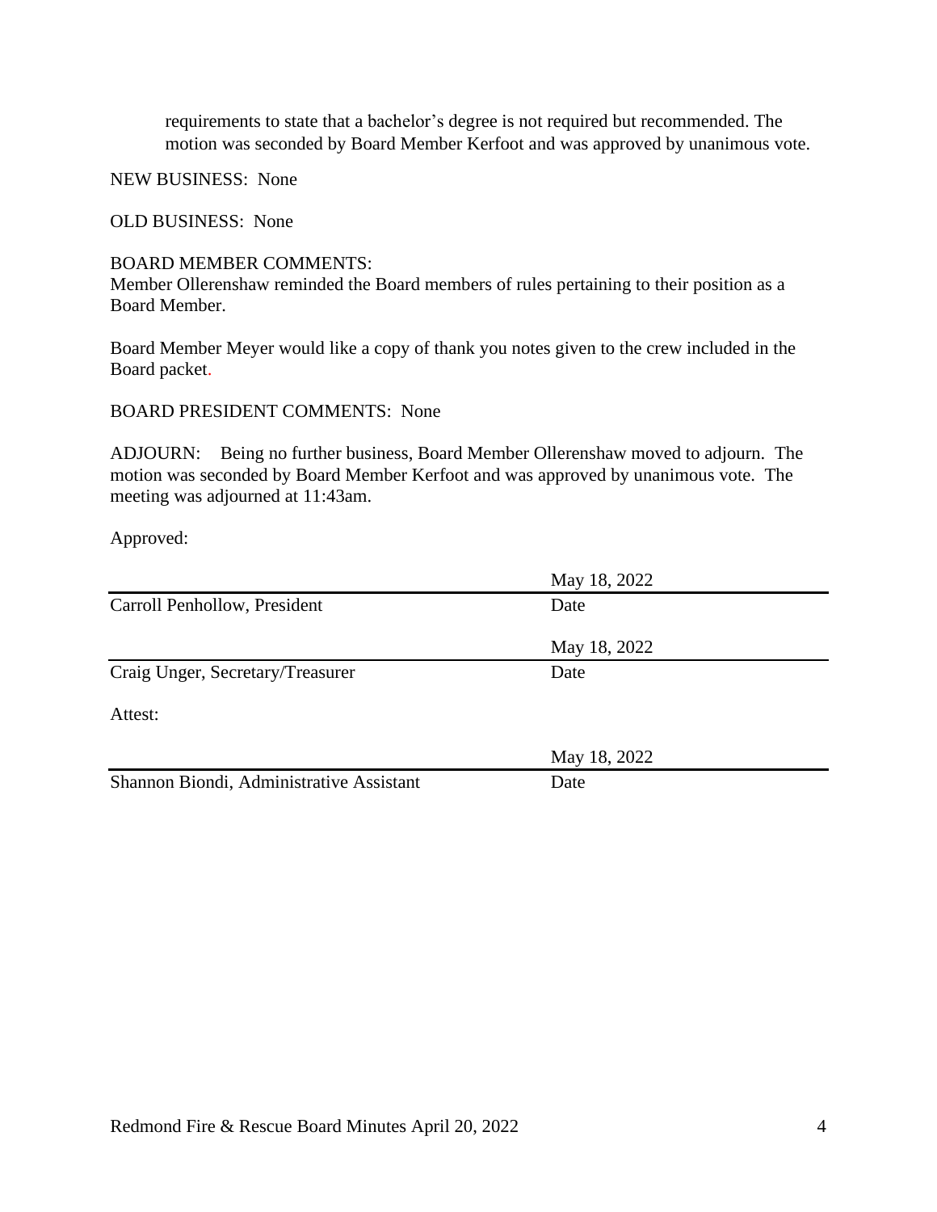requirements to state that a bachelor's degree is not required but recommended. The motion was seconded by Board Member Kerfoot and was approved by unanimous vote.

NEW BUSINESS: None

OLD BUSINESS: None

BOARD MEMBER COMMENTS:
Member Ollerenshaw reminded the Board members of rules pertaining to their position as a Board Member.

Board Member Meyer would like a copy of thank you notes given to the crew included in the Board packet.

BOARD PRESIDENT COMMENTS: None

ADJOURN: Being no further business, Board Member Ollerenshaw moved to adjourn. The motion was seconded by Board Member Kerfoot and was approved by unanimous vote. The meeting was adjourned at 11:43am.

Approved:

| | May 18, 2022 |
|---|---|
| Carroll Penhollow, President | Date |

| | May 18, 2022 |
|---|---|
| Craig Unger, Secretary/Treasurer | Date |

Attest:

| | May 18, 2022 |
|---|---|
| Shannon Biondi, Administrative Assistant | Date |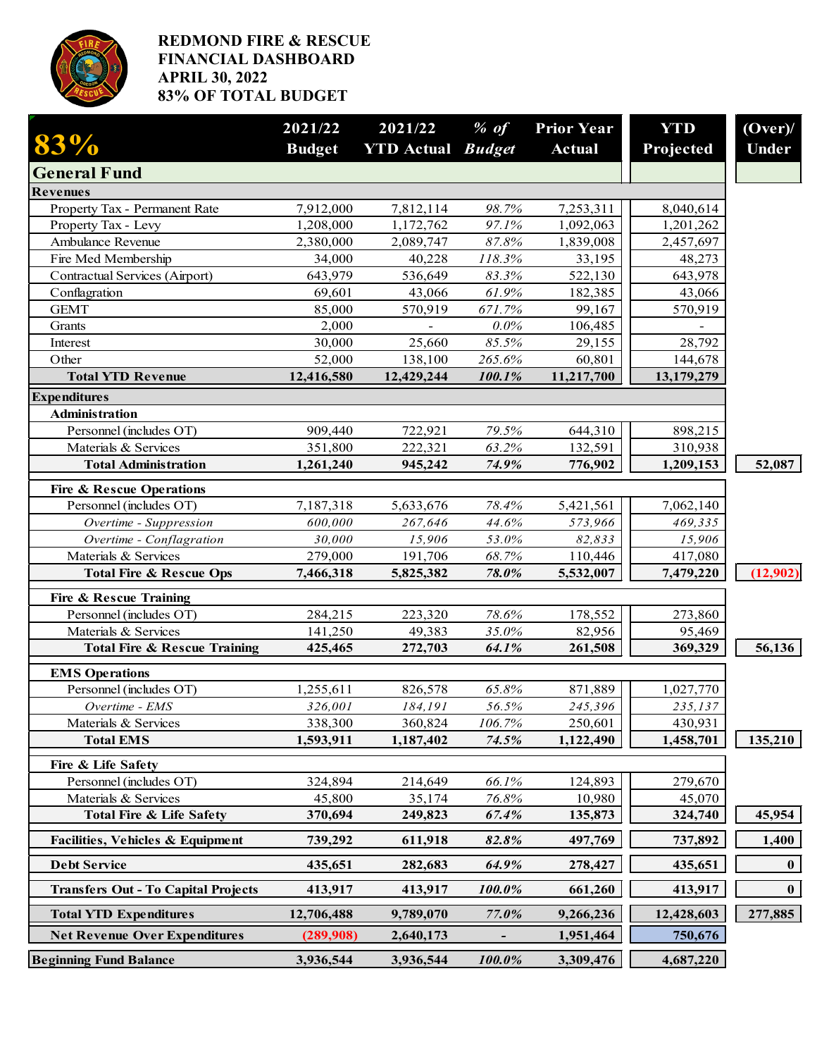# REDMOND FIRE & RESCUE
# FINANCIAL DASHBOARD
# APRIL 30, 2022
# 83% OF TOTAL BUDGET

| 83% | 2021/22 Budget | 2021/22 YTD Actual | *% of Budget* | Prior Year Actual | YTD Projected | (Over)/ Under |
|---|---|---|---|---|---|---|
| **General Fund** | | | | | | |
| **Revenues** | | | | | | |
| Property Tax - Permanent Rate | 7,912,000 | 7,812,114 | *98.7%* | 7,253,311 | 8,040,614 | |
| Property Tax - Levy | 1,208,000 | 1,172,762 | *97.1%* | 1,092,063 | 1,201,262 | |
| Ambulance Revenue | 2,380,000 | 2,089,747 | *87.8%* | 1,839,008 | 2,457,697 | |
| Fire Med Membership | 34,000 | 40,228 | *118.3%* | 33,195 | 48,273 | |
| Contractual Services (Airport) | 643,979 | 536,649 | *83.3%* | 522,130 | 643,978 | |
| Conflagration | 69,601 | 43,066 | *61.9%* | 182,385 | 43,066 | |
| GEMT | 85,000 | 570,919 | *671.7%* | 99,167 | 570,919 | |
| Grants | 2,000 | - | *0.0%* | 106,485 | - | |
| Interest | 30,000 | 25,660 | *85.5%* | 29,155 | 28,792 | |
| Other | 52,000 | 138,100 | *265.6%* | 60,801 | 144,678 | |
| **Total YTD Revenue** | **12,416,580** | **12,429,244** | ***100.1%*** | **11,217,700** | **13,179,279** | |
| **Expenditures** | | | | | | |
| **Administration** | | | | | | |
| Personnel (includes OT) | 909,440 | 722,921 | *79.5%* | 644,310 | 898,215 | |
| Materials & Services | 351,800 | 222,321 | *63.2%* | 132,591 | 310,938 | |
| **Total Administration** | **1,261,240** | **945,242** | ***74.9%*** | **776,902** | **1,209,153** | **52,087** |
| **Fire & Rescue Operations** | | | | | | |
| Personnel (includes OT) | 7,187,318 | 5,633,676 | *78.4%* | 5,421,561 | 7,062,140 | |
| *Overtime - Suppression* | *600,000* | *267,646* | *44.6%* | *573,966* | *469,335* | |
| *Overtime - Conflagration* | *30,000* | *15,906* | *53.0%* | *82,833* | *15,906* | |
| Materials & Services | 279,000 | 191,706 | *68.7%* | 110,446 | 417,080 | |
| **Total Fire & Rescue Ops** | **7,466,318** | **5,825,382** | ***78.0%*** | **5,532,007** | **7,479,220** | **(12,902)** |
| **Fire & Rescue Training** | | | | | | |
| Personnel (includes OT) | 284,215 | 223,320 | *78.6%* | 178,552 | 273,860 | |
| Materials & Services | 141,250 | 49,383 | *35.0%* | 82,956 | 95,469 | |
| **Total Fire & Rescue Training** | **425,465** | **272,703** | ***64.1%*** | **261,508** | **369,329** | **56,136** |
| **EMS Operations** | | | | | | |
| Personnel (includes OT) | 1,255,611 | 826,578 | *65.8%* | 871,889 | 1,027,770 | |
| *Overtime - EMS* | *326,001* | *184,191* | *56.5%* | *245,396* | *235,137* | |
| Materials & Services | 338,300 | 360,824 | *106.7%* | 250,601 | 430,931 | |
| **Total EMS** | **1,593,911** | **1,187,402** | ***74.5%*** | **1,122,490** | **1,458,701** | **135,210** |
| **Fire & Life Safety** | | | | | | |
| Personnel (includes OT) | 324,894 | 214,649 | *66.1%* | 124,893 | 279,670 | |
| Materials & Services | 45,800 | 35,174 | *76.8%* | 10,980 | 45,070 | |
| **Total Fire & Life Safety** | **370,694** | **249,823** | ***67.4%*** | **135,873** | **324,740** | **45,954** |
| **Facilities, Vehicles & Equipment** | **739,292** | **611,918** | ***82.8%*** | **497,769** | **737,892** | **1,400** |
| **Debt Service** | **435,651** | **282,683** | ***64.9%*** | **278,427** | **435,651** | **0** |
| **Transfers Out - To Capital Projects** | **413,917** | **413,917** | ***100.0%*** | **661,260** | **413,917** | **0** |
| **Total YTD Expenditures** | **12,706,488** | **9,789,070** | ***77.0%*** | **9,266,236** | **12,428,603** | **277,885** |
| **Net Revenue Over Expenditures** | **(289,908)** | **2,640,173** | **-** | **1,951,464** | **750,676** | |
| **Beginning Fund Balance** | **3,936,544** | **3,936,544** | ***100.0%*** | **3,309,476** | **4,687,220** | |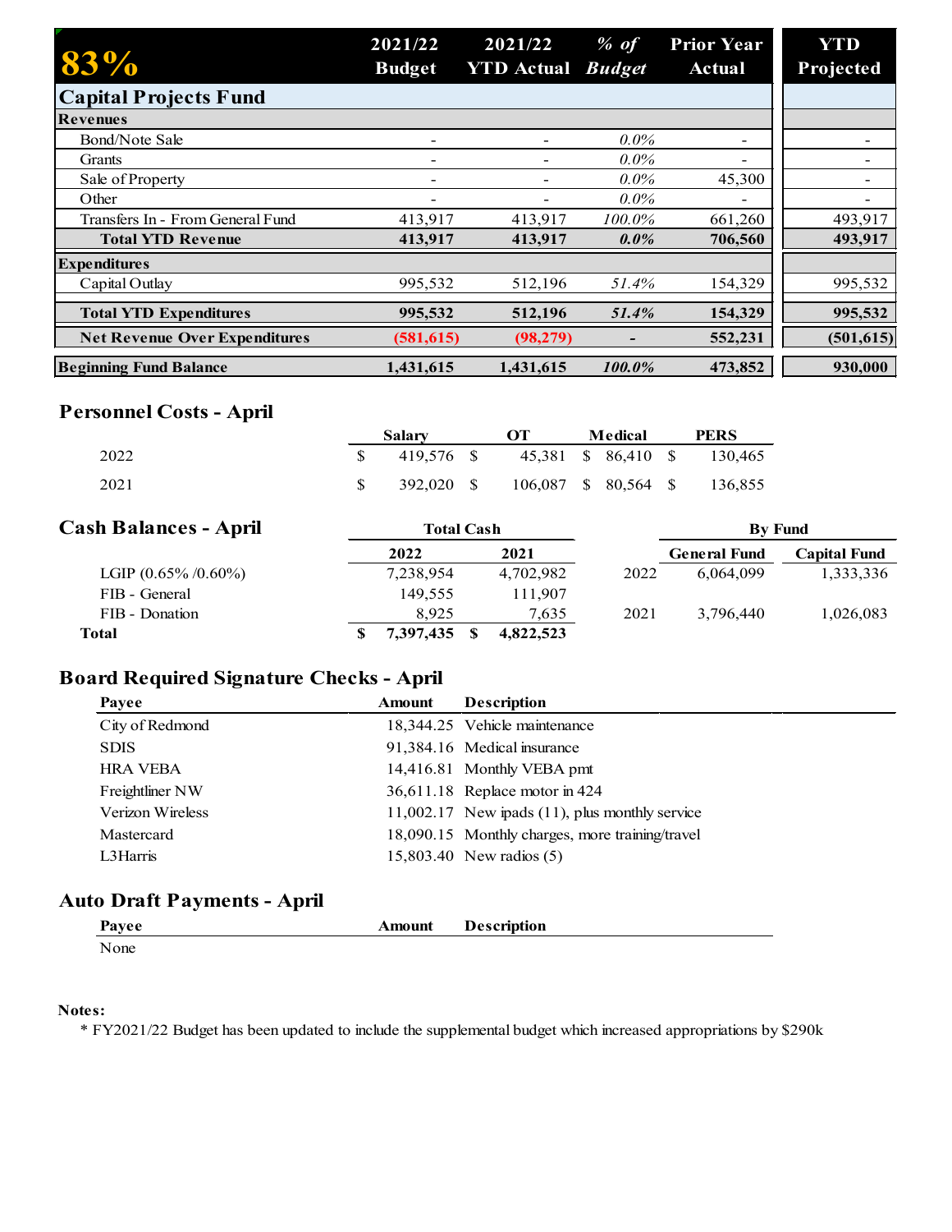| 83% | 2021/22 Budget | 2021/22 YTD Actual | % of Budget | Prior Year Actual | YTD Projected |
|---|---|---|---|---|---|
| **Capital Projects Fund** | | | | | |
| **Revenues** | | | | | |
| Bond/Note Sale | - | - | 0.0% | - | - |
| Grants | - | - | 0.0% | - | - |
| Sale of Property | - | - | 0.0% | 45,300 | - |
| Other | - | - | 0.0% | - | - |
| Transfers In - From General Fund | 413,917 | 413,917 | 100.0% | 661,260 | 493,917 |
| **Total YTD Revenue** | **413,917** | **413,917** | **0.0%** | **706,560** | **493,917** |
| **Expenditures** | | | | | |
| Capital Outlay | 995,532 | 512,196 | 51.4% | 154,329 | 995,532 |
| **Total YTD Expenditures** | **995,532** | **512,196** | **51.4%** | **154,329** | **995,532** |
| **Net Revenue Over Expenditures** | **(581,615)** | **(98,279)** | **-** | **552,231** | **(501,615)** |
| **Beginning Fund Balance** | **1,431,615** | **1,431,615** | **100.0%** | **473,852** | **930,000** |

## Personnel Costs - April

| | Salary | OT | Medical | PERS |
|---|---|---|---|---|
| 2022 | $ 419,576 | $ 45,381 | $ 86,410 | $ 130,465 |
| 2021 | $ 392,020 | $ 106,087 | $ 80,564 | $ 136,855 |

## Cash Balances - April

| | Total Cash 2022 | Total Cash 2021 |
|---|---|---|
| LGIP (0.65% /0.60%) | 7,238,954 | 4,702,982 |
| FIB - General | 149,555 | 111,907 |
| FIB - Donation | 8,925 | 7,635 |
| **Total** | **$ 7,397,435** | **$ 4,822,523** |

| By Fund | General Fund | Capital Fund |
|---|---|---|
| 2022 | 6,064,099 | 1,333,336 |
| 2021 | 3,796,440 | 1,026,083 |

## Board Required Signature Checks - April

| Payee | Amount | Description |
|---|---|---|
| City of Redmond | 18,344.25 | Vehicle maintenance |
| SDIS | 91,384.16 | Medical insurance |
| HRA VEBA | 14,416.81 | Monthly VEBA pmt |
| Freightliner NW | 36,611.18 | Replace motor in 424 |
| Verizon Wireless | 11,002.17 | New ipads (11), plus monthly service |
| Mastercard | 18,090.15 | Monthly charges, more training/travel |
| L3Harris | 15,803.40 | New radios (5) |

## Auto Draft Payments - April

| Payee | Amount | Description |
|---|---|---|
| None | | |

**Notes:**

* FY2021/22 Budget has been updated to include the supplemental budget which increased appropriations by $290k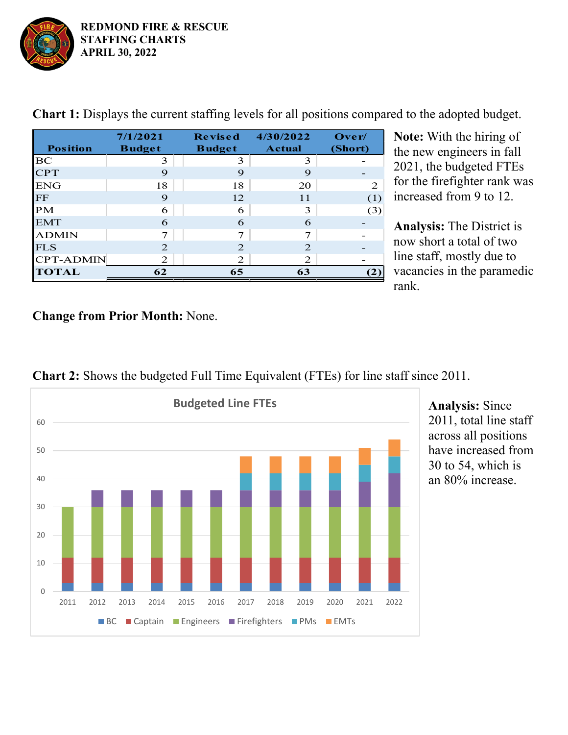# REDMOND FIRE & RESCUE
## STAFFING CHARTS
## APRIL 30, 2022

**Chart 1:** Displays the current staffing levels for all positions compared to the adopted budget.

| Position | 7/1/2021 Budget | Revised Budget | 4/30/2022 Actual | Over/ (Short) |
|---|---|---|---|---|
| BC | 3 | 3 | 3 | - |
| CPT | 9 | 9 | 9 | - |
| ENG | 18 | 18 | 20 | 2 |
| FF | 9 | 12 | 11 | (1) |
| PM | 6 | 6 | 3 | (3) |
| EMT | 6 | 6 | 6 | - |
| ADMIN | 7 | 7 | 7 | - |
| FLS | 2 | 2 | 2 | - |
| CPT-ADMIN | 2 | 2 | 2 | - |
| **TOTAL** | **62** | **65** | **63** | **(2)** |

**Note:** With the hiring of the new engineers in fall 2021, the budgeted FTEs for the firefighter rank was increased from 9 to 12.

**Analysis:** The District is now short a total of two line staff, mostly due to vacancies in the paramedic rank.

**Change from Prior Month:** None.

**Chart 2:** Shows the budgeted Full Time Equivalent (FTEs) for line staff since 2011.

**Analysis:** Since 2011, total line staff across all positions have increased from 30 to 54, which is an 80% increase.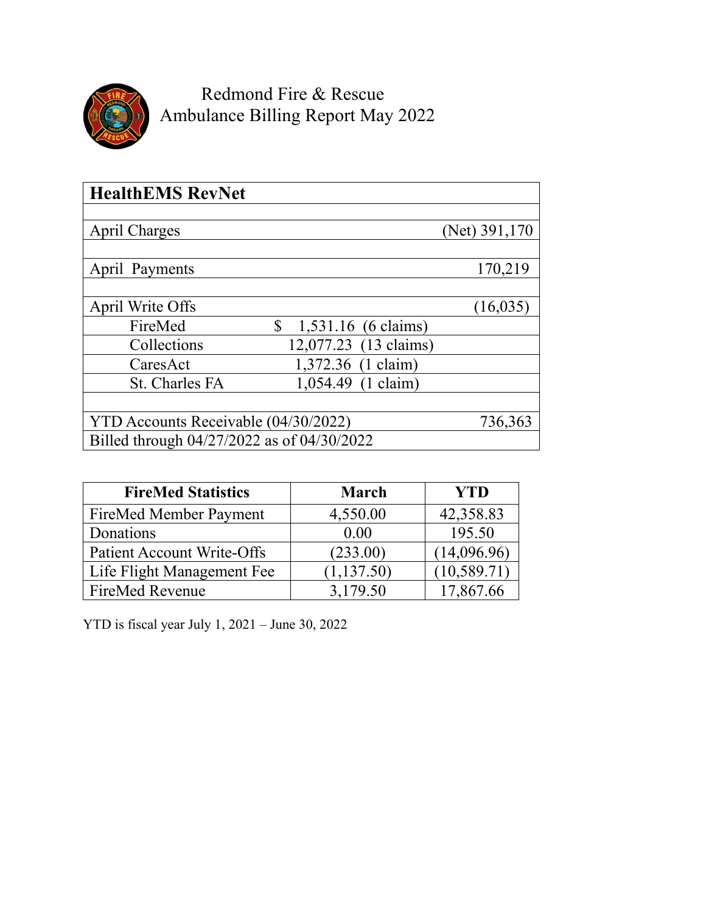# Redmond Fire & Rescue
## Ambulance Billing Report May 2022

| HealthEMS RevNet | | |
|---|---|---|
| | | |
| April Charges | | (Net) 391,170 |
| | | |
| April Payments | | 170,219 |
| | | |
| April Write Offs | | (16,035) |
| FireMed | $ 1,531.16 (6 claims) | |
| Collections | 12,077.23 (13 claims) | |
| CaresAct | 1,372.36 (1 claim) | |
| St. Charles FA | 1,054.49 (1 claim) | |
| | | |
| YTD Accounts Receivable (04/30/2022) | | 736,363 |
| Billed through 04/27/2022 as of 04/30/2022 | | |

| FireMed Statistics | March | YTD |
|---|---|---|
| FireMed Member Payment | 4,550.00 | 42,358.83 |
| Donations | 0.00 | 195.50 |
| Patient Account Write-Offs | (233.00) | (14,096.96) |
| Life Flight Management Fee | (1,137.50) | (10,589.71) |
| FireMed Revenue | 3,179.50 | 17,867.66 |

YTD is fiscal year July 1, 2021 – June 30, 2022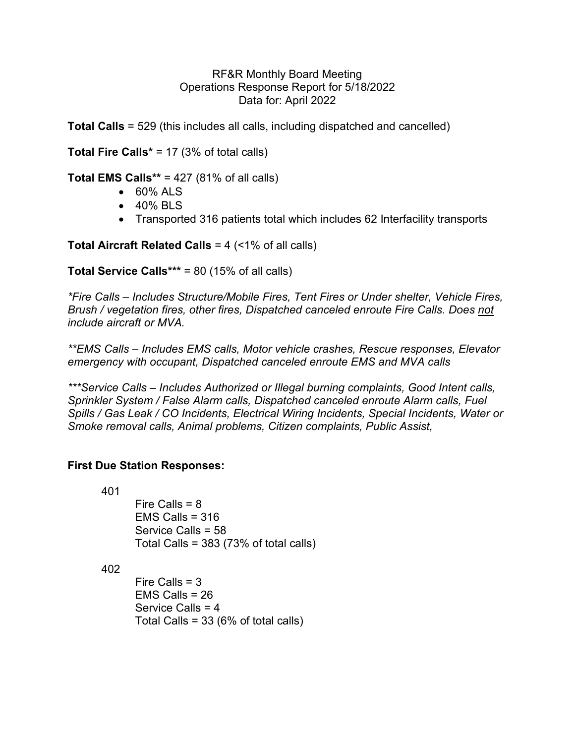RF&R Monthly Board Meeting
Operations Response Report for 5/18/2022
Data for: April 2022

**Total Calls** = 529 (this includes all calls, including dispatched and cancelled)

**Total Fire Calls*** = 17 (3% of total calls)

**Total EMS Calls**** = 427 (81% of all calls)

- 60% ALS
- 40% BLS
- Transported 316 patients total which includes 62 Interfacility transports

**Total Aircraft Related Calls** = 4 (<1% of all calls)

**Total Service Calls***** = 80 (15% of all calls)

*\*Fire Calls – Includes Structure/Mobile Fires, Tent Fires or Under shelter, Vehicle Fires, Brush / vegetation fires, other fires, Dispatched canceled enroute Fire Calls. Does <u>not</u> include aircraft or MVA.*

*\*\*EMS Calls – Includes EMS calls, Motor vehicle crashes, Rescue responses, Elevator emergency with occupant, Dispatched canceled enroute EMS and MVA calls*

*\*\*\*Service Calls – Includes Authorized or Illegal burning complaints, Good Intent calls, Sprinkler System / False Alarm calls, Dispatched canceled enroute Alarm calls, Fuel Spills / Gas Leak / CO Incidents, Electrical Wiring Incidents, Special Incidents, Water or Smoke removal calls, Animal problems, Citizen complaints, Public Assist,*

**First Due Station Responses:**

401

Fire Calls = 8
EMS Calls = 316
Service Calls = 58
Total Calls = 383 (73% of total calls)

402

Fire Calls = 3
EMS Calls = 26
Service Calls = 4
Total Calls = 33 (6% of total calls)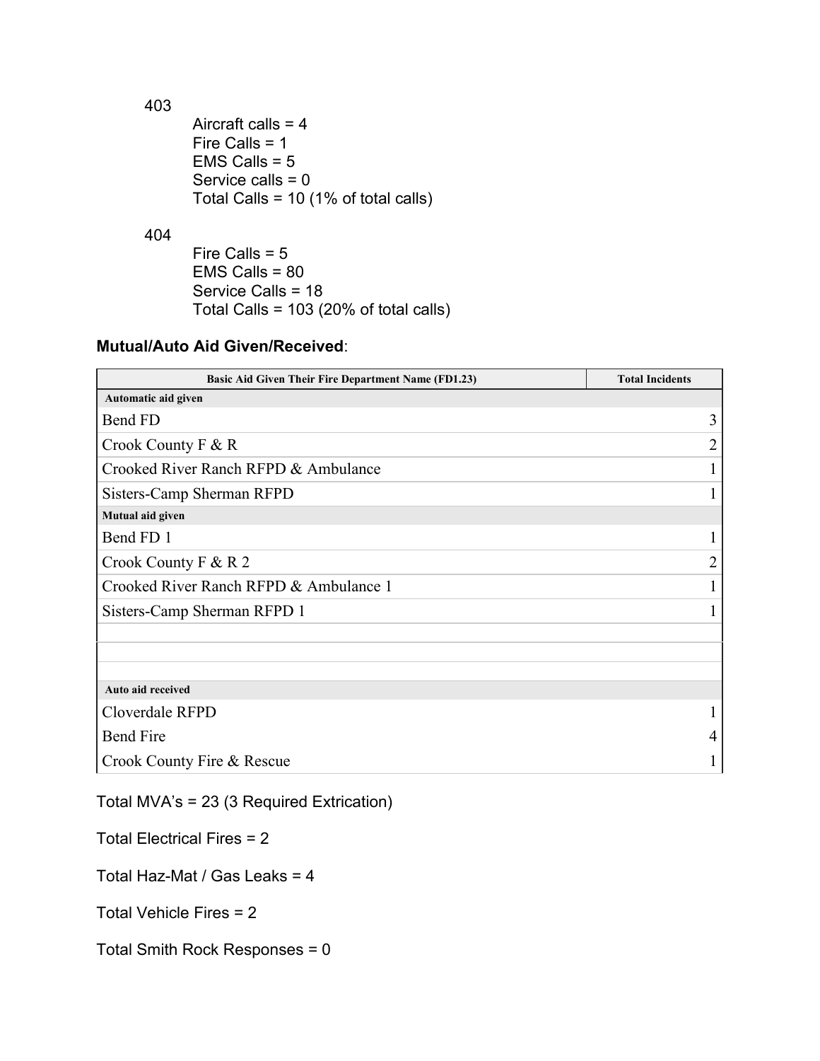403

Aircraft calls = 4
Fire Calls = 1
EMS Calls = 5
Service calls = 0
Total Calls = 10 (1% of total calls)

404

Fire Calls = 5
EMS Calls = 80
Service Calls = 18
Total Calls = 103 (20% of total calls)

**Mutual/Auto Aid Given/Received**:

| Basic Aid Given Their Fire Department Name (FD1.23) | Total Incidents |
|---|---|
| **Automatic aid given** | |
| Bend FD | 3 |
| Crook County F & R | 2 |
| Crooked River Ranch RFPD & Ambulance | 1 |
| Sisters-Camp Sherman RFPD | 1 |
| **Mutual aid given** | |
| Bend FD 1 | 1 |
| Crook County F & R 2 | 2 |
| Crooked River Ranch RFPD & Ambulance 1 | 1 |
| Sisters-Camp Sherman RFPD 1 | 1 |
| | |
| | |
| | |
| **Auto aid received** | |
| Cloverdale RFPD | 1 |
| Bend Fire | 4 |
| Crook County Fire & Rescue | 1 |

Total MVA's = 23 (3 Required Extrication)

Total Electrical Fires = 2

Total Haz-Mat / Gas Leaks = 4

Total Vehicle Fires = 2

Total Smith Rock Responses = 0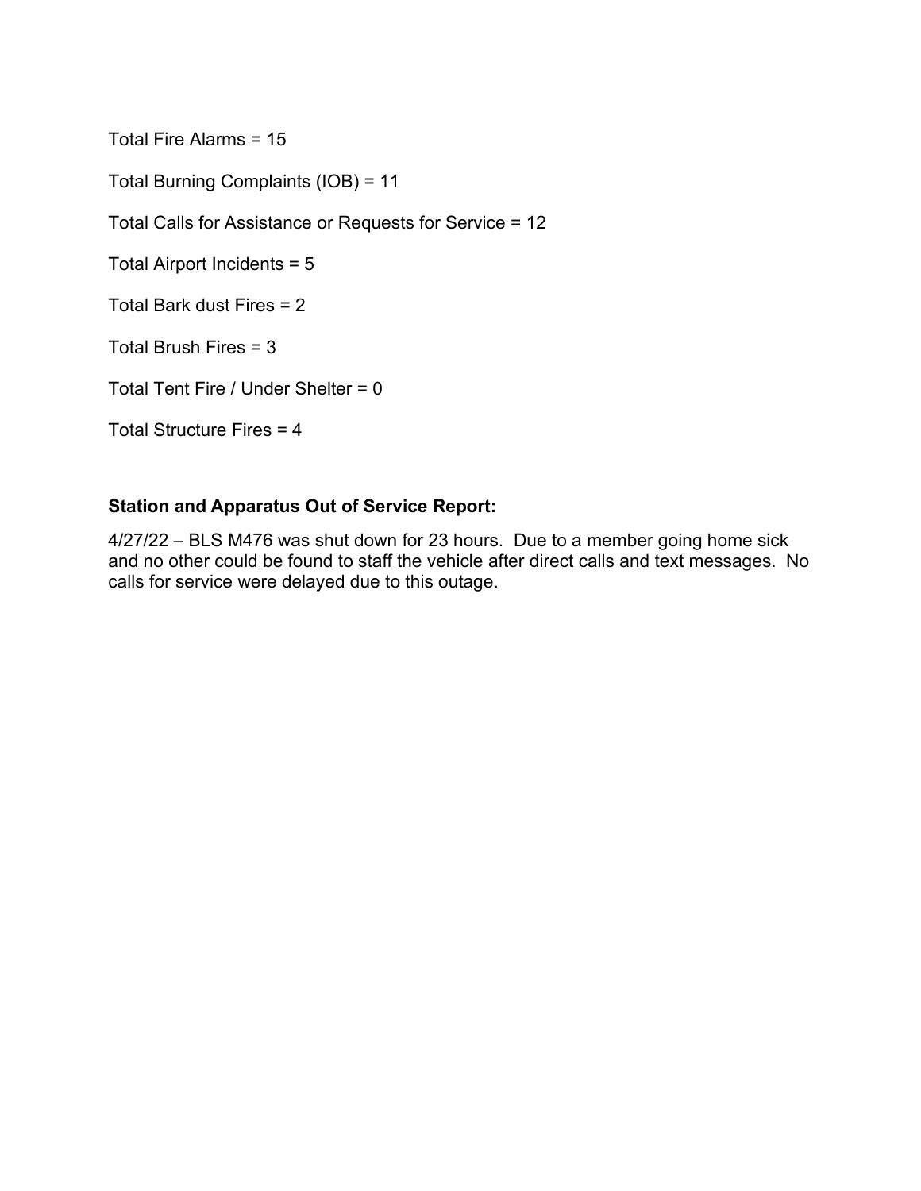Total Fire Alarms = 15

Total Burning Complaints (IOB) = 11

Total Calls for Assistance or Requests for Service = 12

Total Airport Incidents = 5

Total Bark dust Fires = 2

Total Brush Fires = 3

Total Tent Fire / Under Shelter = 0

Total Structure Fires = 4

**Station and Apparatus Out of Service Report:**

4/27/22 – BLS M476 was shut down for 23 hours. Due to a member going home sick and no other could be found to staff the vehicle after direct calls and text messages. No calls for service were delayed due to this outage.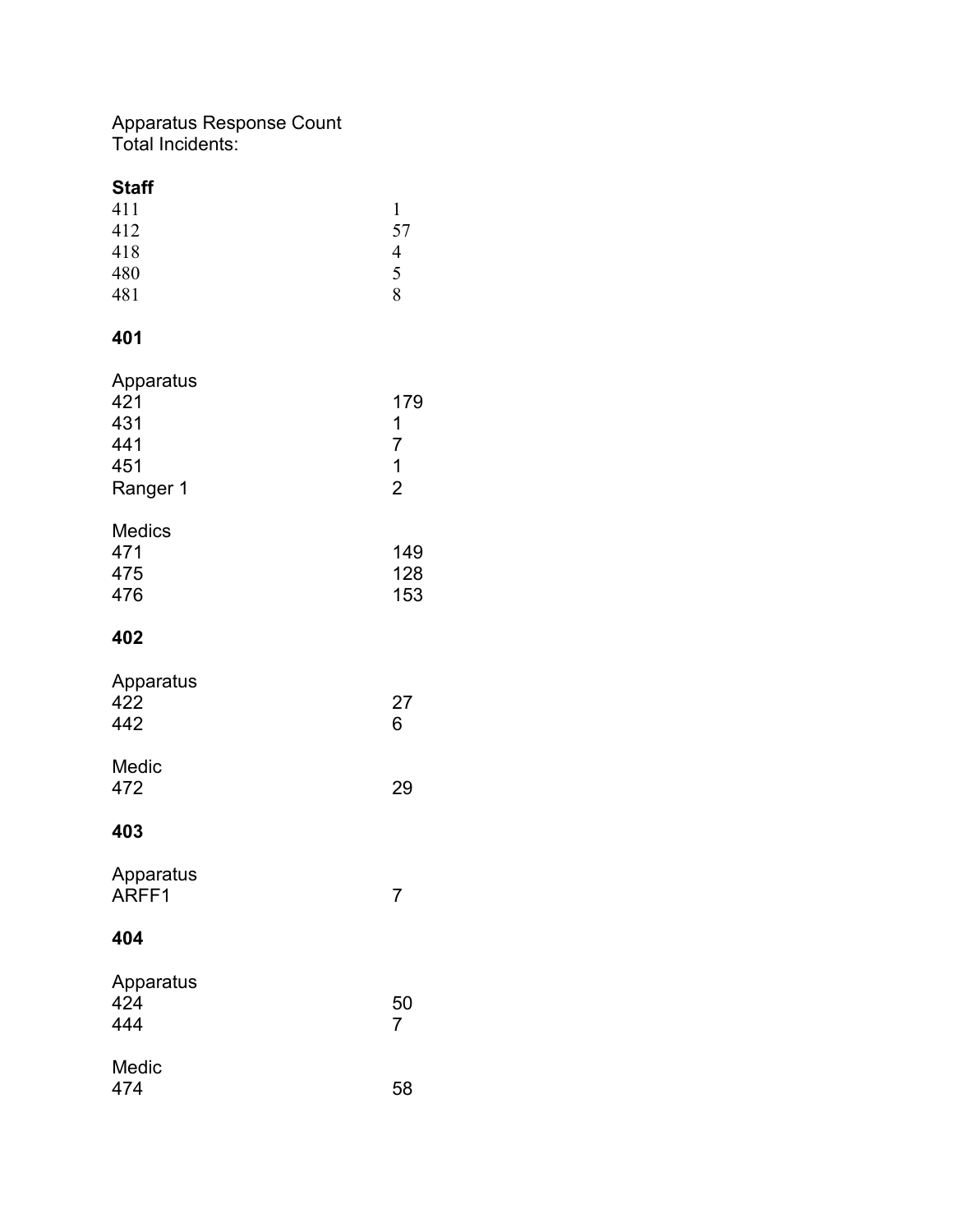Apparatus Response Count
Total Incidents:

**Staff**

| | |
|---|---|
| 411 | 1 |
| 412 | 57 |
| 418 | 4 |
| 480 | 5 |
| 481 | 8 |

**401**

Apparatus

| | |
|---|---|
| 421 | 179 |
| 431 | 1 |
| 441 | 7 |
| 451 | 1 |
| Ranger 1 | 2 |

Medics

| | |
|---|---|
| 471 | 149 |
| 475 | 128 |
| 476 | 153 |

**402**

Apparatus

| | |
|---|---|
| 422 | 27 |
| 442 | 6 |

Medic

| | |
|---|---|
| 472 | 29 |

**403**

Apparatus

| | |
|---|---|
| ARFF1 | 7 |

**404**

Apparatus

| | |
|---|---|
| 424 | 50 |
| 444 | 7 |

Medic

| | |
|---|---|
| 474 | 58 |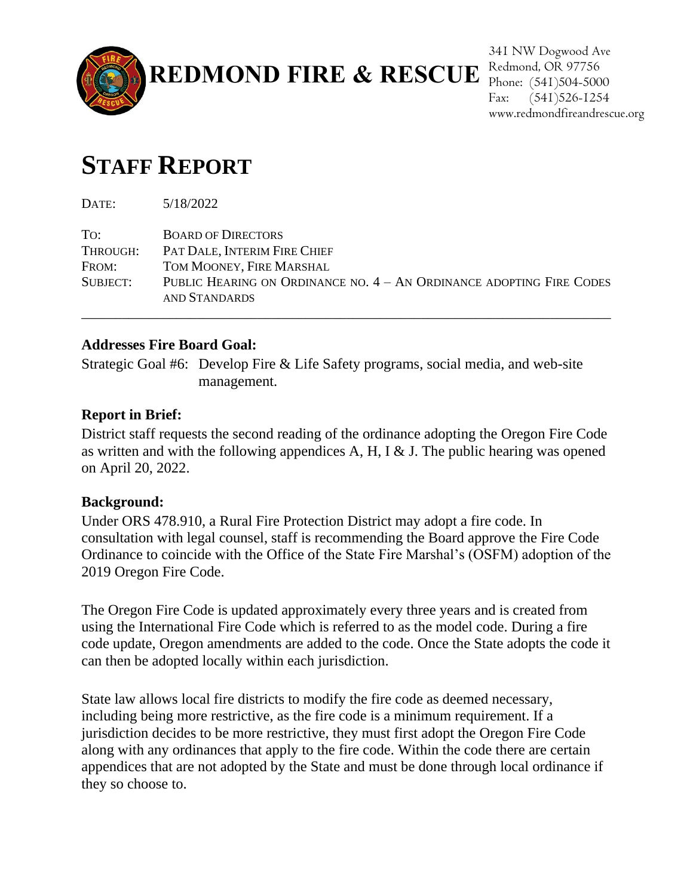**REDMOND FIRE & RESCUE**

341 NW Dogwood Ave
Redmond, OR 97756
Phone: (541)504-5000
Fax: (541)526-1254
www.redmondfireandrescue.org

# STAFF REPORT

DATE: 5/18/2022

TO: BOARD OF DIRECTORS
THROUGH: PAT DALE, INTERIM FIRE CHIEF
FROM: TOM MOONEY, FIRE MARSHAL
SUBJECT: PUBLIC HEARING ON ORDINANCE NO. 4 – AN ORDINANCE ADOPTING FIRE CODES AND STANDARDS

---

**Addresses Fire Board Goal:**

Strategic Goal #6: Develop Fire & Life Safety programs, social media, and web-site management.

**Report in Brief:**

District staff requests the second reading of the ordinance adopting the Oregon Fire Code as written and with the following appendices A, H, I & J. The public hearing was opened on April 20, 2022.

**Background:**

Under ORS 478.910, a Rural Fire Protection District may adopt a fire code. In consultation with legal counsel, staff is recommending the Board approve the Fire Code Ordinance to coincide with the Office of the State Fire Marshal's (OSFM) adoption of the 2019 Oregon Fire Code.

The Oregon Fire Code is updated approximately every three years and is created from using the International Fire Code which is referred to as the model code. During a fire code update, Oregon amendments are added to the code. Once the State adopts the code it can then be adopted locally within each jurisdiction.

State law allows local fire districts to modify the fire code as deemed necessary, including being more restrictive, as the fire code is a minimum requirement. If a jurisdiction decides to be more restrictive, they must first adopt the Oregon Fire Code along with any ordinances that apply to the fire code. Within the code there are certain appendices that are not adopted by the State and must be done through local ordinance if they so choose to.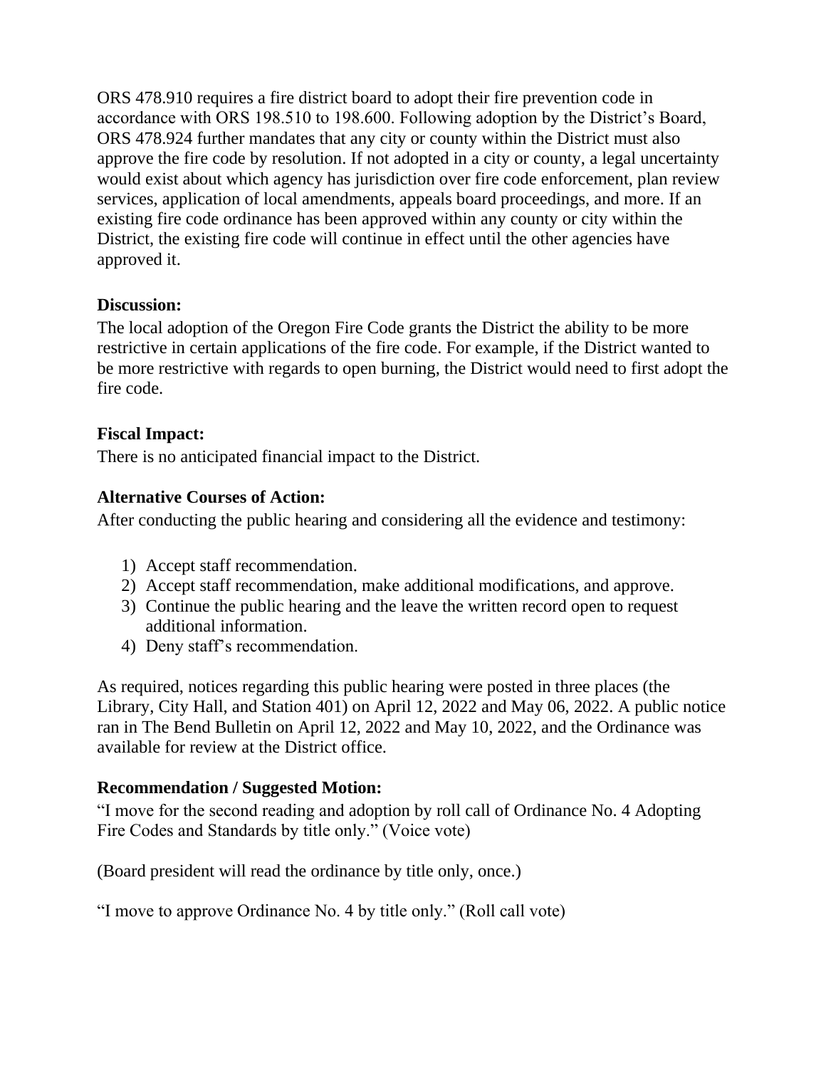ORS 478.910 requires a fire district board to adopt their fire prevention code in accordance with ORS 198.510 to 198.600. Following adoption by the District's Board, ORS 478.924 further mandates that any city or county within the District must also approve the fire code by resolution. If not adopted in a city or county, a legal uncertainty would exist about which agency has jurisdiction over fire code enforcement, plan review services, application of local amendments, appeals board proceedings, and more. If an existing fire code ordinance has been approved within any county or city within the District, the existing fire code will continue in effect until the other agencies have approved it.

**Discussion:**
The local adoption of the Oregon Fire Code grants the District the ability to be more restrictive in certain applications of the fire code. For example, if the District wanted to be more restrictive with regards to open burning, the District would need to first adopt the fire code.

**Fiscal Impact:**
There is no anticipated financial impact to the District.

**Alternative Courses of Action:**
After conducting the public hearing and considering all the evidence and testimony:

1) Accept staff recommendation.
2) Accept staff recommendation, make additional modifications, and approve.
3) Continue the public hearing and the leave the written record open to request additional information.
4) Deny staff's recommendation.

As required, notices regarding this public hearing were posted in three places (the Library, City Hall, and Station 401) on April 12, 2022 and May 06, 2022. A public notice ran in The Bend Bulletin on April 12, 2022 and May 10, 2022, and the Ordinance was available for review at the District office.

**Recommendation / Suggested Motion:**
"I move for the second reading and adoption by roll call of Ordinance No. 4 Adopting Fire Codes and Standards by title only." (Voice vote)

(Board president will read the ordinance by title only, once.)

"I move to approve Ordinance No. 4 by title only." (Roll call vote)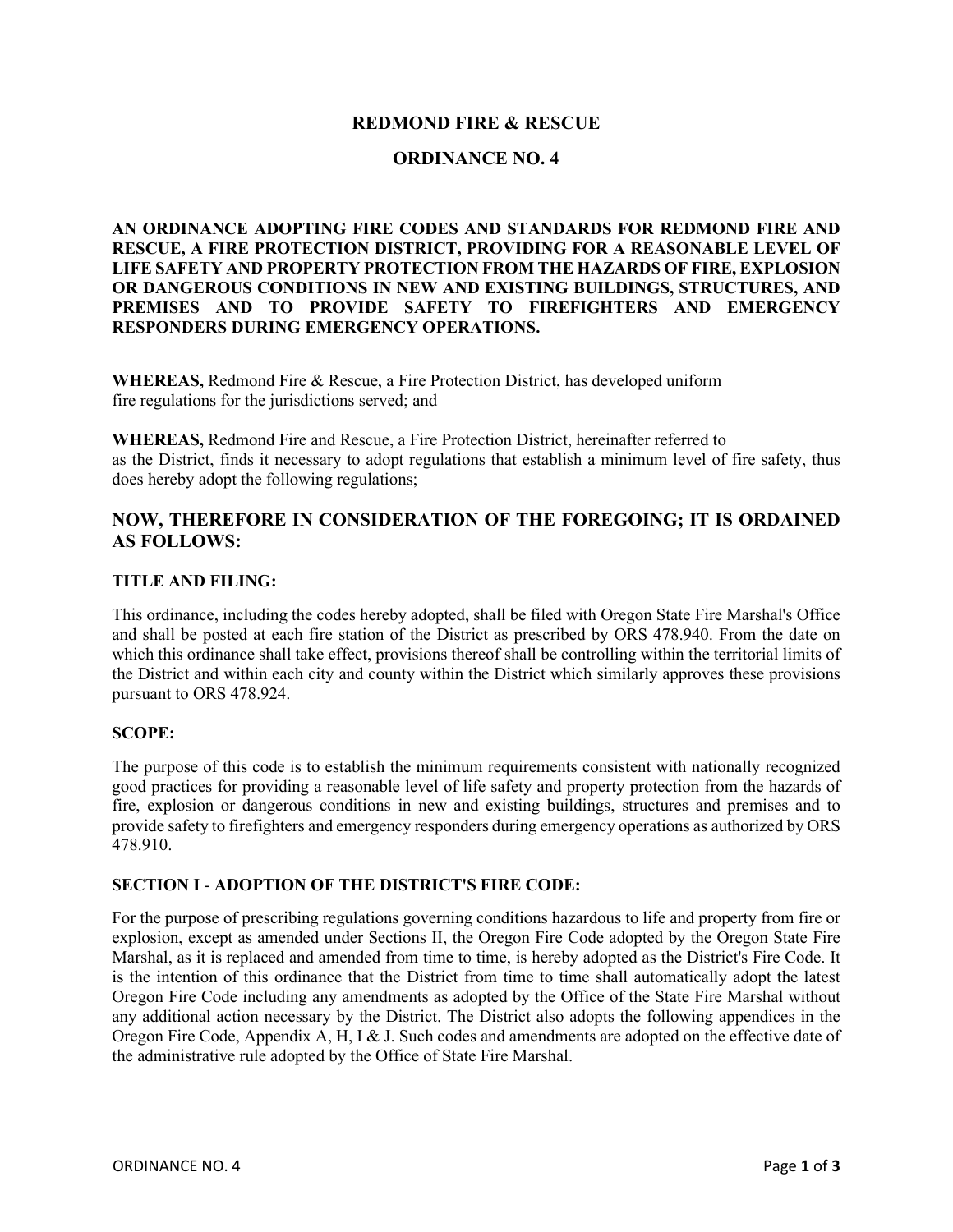# REDMOND FIRE & RESCUE

# ORDINANCE NO. 4

**AN ORDINANCE ADOPTING FIRE CODES AND STANDARDS FOR REDMOND FIRE AND RESCUE, A FIRE PROTECTION DISTRICT, PROVIDING FOR A REASONABLE LEVEL OF LIFE SAFETY AND PROPERTY PROTECTION FROM THE HAZARDS OF FIRE, EXPLOSION OR DANGEROUS CONDITIONS IN NEW AND EXISTING BUILDINGS, STRUCTURES, AND PREMISES AND TO PROVIDE SAFETY TO FIREFIGHTERS AND EMERGENCY RESPONDERS DURING EMERGENCY OPERATIONS.**

**WHEREAS,** Redmond Fire & Rescue, a Fire Protection District, has developed uniform fire regulations for the jurisdictions served; and

**WHEREAS,** Redmond Fire and Rescue, a Fire Protection District, hereinafter referred to as the District, finds it necessary to adopt regulations that establish a minimum level of fire safety, thus does hereby adopt the following regulations;

## NOW, THEREFORE IN CONSIDERATION OF THE FOREGOING; IT IS ORDAINED AS FOLLOWS:

### TITLE AND FILING:

This ordinance, including the codes hereby adopted, shall be filed with Oregon State Fire Marshal's Office and shall be posted at each fire station of the District as prescribed by ORS 478.940. From the date on which this ordinance shall take effect, provisions thereof shall be controlling within the territorial limits of the District and within each city and county within the District which similarly approves these provisions pursuant to ORS 478.924.

### SCOPE:

The purpose of this code is to establish the minimum requirements consistent with nationally recognized good practices for providing a reasonable level of life safety and property protection from the hazards of fire, explosion or dangerous conditions in new and existing buildings, structures and premises and to provide safety to firefighters and emergency responders during emergency operations as authorized by ORS 478.910.

### SECTION I - ADOPTION OF THE DISTRICT'S FIRE CODE:

For the purpose of prescribing regulations governing conditions hazardous to life and property from fire or explosion, except as amended under Sections II, the Oregon Fire Code adopted by the Oregon State Fire Marshal, as it is replaced and amended from time to time, is hereby adopted as the District's Fire Code. It is the intention of this ordinance that the District from time to time shall automatically adopt the latest Oregon Fire Code including any amendments as adopted by the Office of the State Fire Marshal without any additional action necessary by the District. The District also adopts the following appendices in the Oregon Fire Code, Appendix A, H, I & J. Such codes and amendments are adopted on the effective date of the administrative rule adopted by the Office of State Fire Marshal.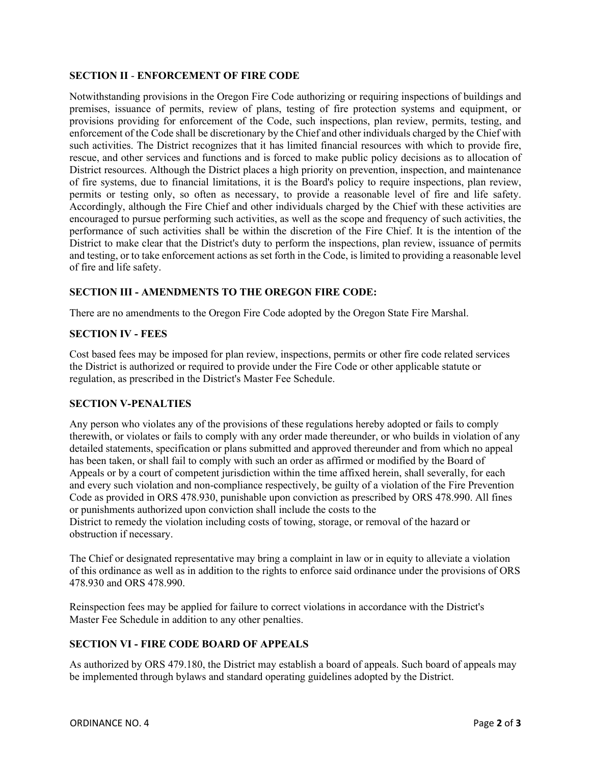### SECTION II - ENFORCEMENT OF FIRE CODE

Notwithstanding provisions in the Oregon Fire Code authorizing or requiring inspections of buildings and premises, issuance of permits, review of plans, testing of fire protection systems and equipment, or provisions providing for enforcement of the Code, such inspections, plan review, permits, testing, and enforcement of the Code shall be discretionary by the Chief and other individuals charged by the Chief with such activities. The District recognizes that it has limited financial resources with which to provide fire, rescue, and other services and functions and is forced to make public policy decisions as to allocation of District resources. Although the District places a high priority on prevention, inspection, and maintenance of fire systems, due to financial limitations, it is the Board's policy to require inspections, plan review, permits or testing only, so often as necessary, to provide a reasonable level of fire and life safety. Accordingly, although the Fire Chief and other individuals charged by the Chief with these activities are encouraged to pursue performing such activities, as well as the scope and frequency of such activities, the performance of such activities shall be within the discretion of the Fire Chief. It is the intention of the District to make clear that the District's duty to perform the inspections, plan review, issuance of permits and testing, or to take enforcement actions as set forth in the Code, is limited to providing a reasonable level of fire and life safety.

### SECTION III - AMENDMENTS TO THE OREGON FIRE CODE:

There are no amendments to the Oregon Fire Code adopted by the Oregon State Fire Marshal.

### SECTION IV - FEES

Cost based fees may be imposed for plan review, inspections, permits or other fire code related services the District is authorized or required to provide under the Fire Code or other applicable statute or regulation, as prescribed in the District's Master Fee Schedule.

### SECTION V-PENALTIES

Any person who violates any of the provisions of these regulations hereby adopted or fails to comply therewith, or violates or fails to comply with any order made thereunder, or who builds in violation of any detailed statements, specification or plans submitted and approved thereunder and from which no appeal has been taken, or shall fail to comply with such an order as affirmed or modified by the Board of Appeals or by a court of competent jurisdiction within the time affixed herein, shall severally, for each and every such violation and non-compliance respectively, be guilty of a violation of the Fire Prevention Code as provided in ORS 478.930, punishable upon conviction as prescribed by ORS 478.990. All fines or punishments authorized upon conviction shall include the costs to the District to remedy the violation including costs of towing, storage, or removal of the hazard or obstruction if necessary.

The Chief or designated representative may bring a complaint in law or in equity to alleviate a violation of this ordinance as well as in addition to the rights to enforce said ordinance under the provisions of ORS 478.930 and ORS 478.990.

Reinspection fees may be applied for failure to correct violations in accordance with the District's Master Fee Schedule in addition to any other penalties.

### SECTION VI - FIRE CODE BOARD OF APPEALS

As authorized by ORS 479.180, the District may establish a board of appeals. Such board of appeals may be implemented through bylaws and standard operating guidelines adopted by the District.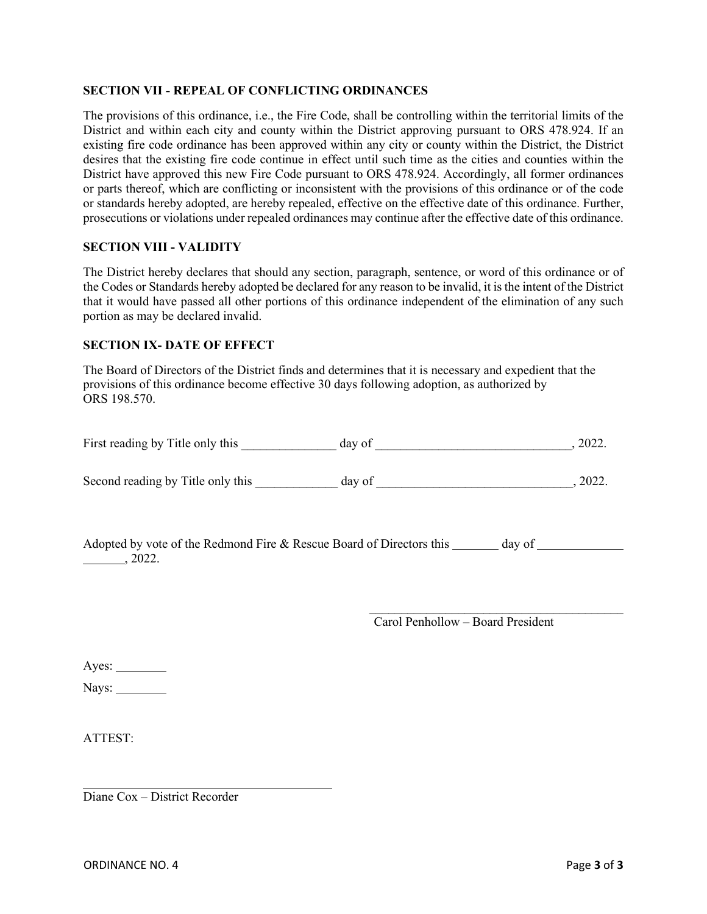**SECTION VII - REPEAL OF CONFLICTING ORDINANCES**

The provisions of this ordinance, i.e., the Fire Code, shall be controlling within the territorial limits of the District and within each city and county within the District approving pursuant to ORS 478.924. If an existing fire code ordinance has been approved within any city or county within the District, the District desires that the existing fire code continue in effect until such time as the cities and counties within the District have approved this new Fire Code pursuant to ORS 478.924. Accordingly, all former ordinances or parts thereof, which are conflicting or inconsistent with the provisions of this ordinance or of the code or standards hereby adopted, are hereby repealed, effective on the effective date of this ordinance. Further, prosecutions or violations under repealed ordinances may continue after the effective date of this ordinance.

**SECTION VIII - VALIDITY**

The District hereby declares that should any section, paragraph, sentence, or word of this ordinance or of the Codes or Standards hereby adopted be declared for any reason to be invalid, it is the intent of the District that it would have passed all other portions of this ordinance independent of the elimination of any such portion as may be declared invalid.

**SECTION IX- DATE OF EFFECT**

The Board of Directors of the District finds and determines that it is necessary and expedient that the provisions of this ordinance become effective 30 days following adoption, as authorized by ORS 198.570.

First reading by Title only this _______________ day of _______________________________, 2022.

Second reading by Title only this _____________ day of _______________________________, 2022.

Adopted by vote of the Redmond Fire & Rescue Board of Directors this _______ day of _____________ _______, 2022.

__________________________________________
Carol Penhollow – Board President

Ayes: ________

Nays: ________

ATTEST:

__________________________________________
Diane Cox – District Recorder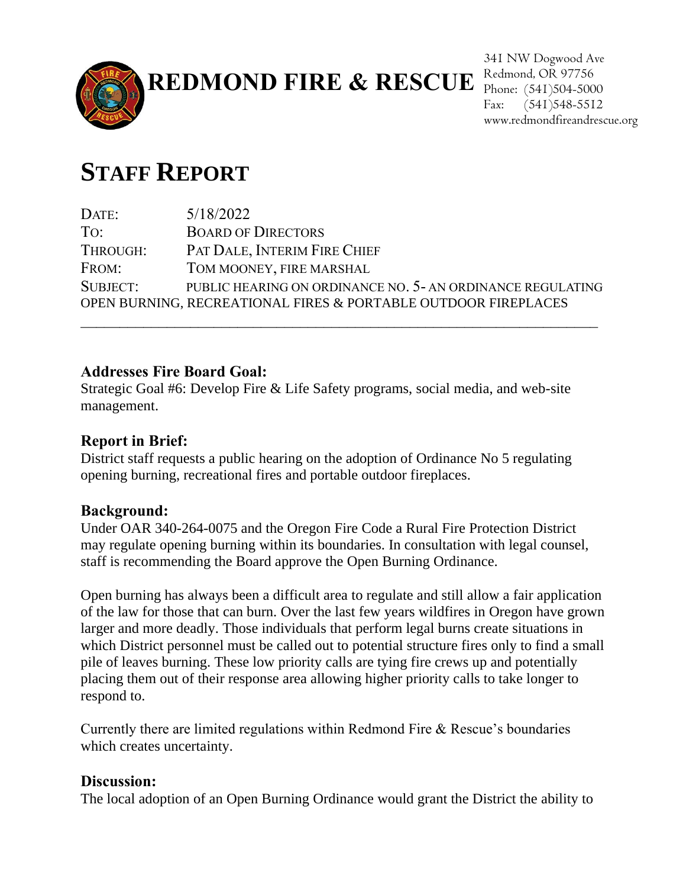**REDMOND FIRE & RESCUE**

341 NW Dogwood Ave
Redmond, OR 97756
Phone: (541)504-5000
Fax: (541)548-5512
www.redmondfireandrescue.org

# STAFF REPORT

DATE: 5/18/2022
TO: BOARD OF DIRECTORS
THROUGH: PAT DALE, INTERIM FIRE CHIEF
FROM: TOM MOONEY, FIRE MARSHAL
SUBJECT: PUBLIC HEARING ON ORDINANCE NO. 5- AN ORDINANCE REGULATING OPEN BURNING, RECREATIONAL FIRES & PORTABLE OUTDOOR FIREPLACES

---

### Addresses Fire Board Goal:

Strategic Goal #6: Develop Fire & Life Safety programs, social media, and web-site management.

### Report in Brief:

District staff requests a public hearing on the adoption of Ordinance No 5 regulating opening burning, recreational fires and portable outdoor fireplaces.

### Background:

Under OAR 340-264-0075 and the Oregon Fire Code a Rural Fire Protection District may regulate opening burning within its boundaries. In consultation with legal counsel, staff is recommending the Board approve the Open Burning Ordinance.

Open burning has always been a difficult area to regulate and still allow a fair application of the law for those that can burn. Over the last few years wildfires in Oregon have grown larger and more deadly. Those individuals that perform legal burns create situations in which District personnel must be called out to potential structure fires only to find a small pile of leaves burning. These low priority calls are tying fire crews up and potentially placing them out of their response area allowing higher priority calls to take longer to respond to.

Currently there are limited regulations within Redmond Fire & Rescue's boundaries which creates uncertainty.

### Discussion:

The local adoption of an Open Burning Ordinance would grant the District the ability to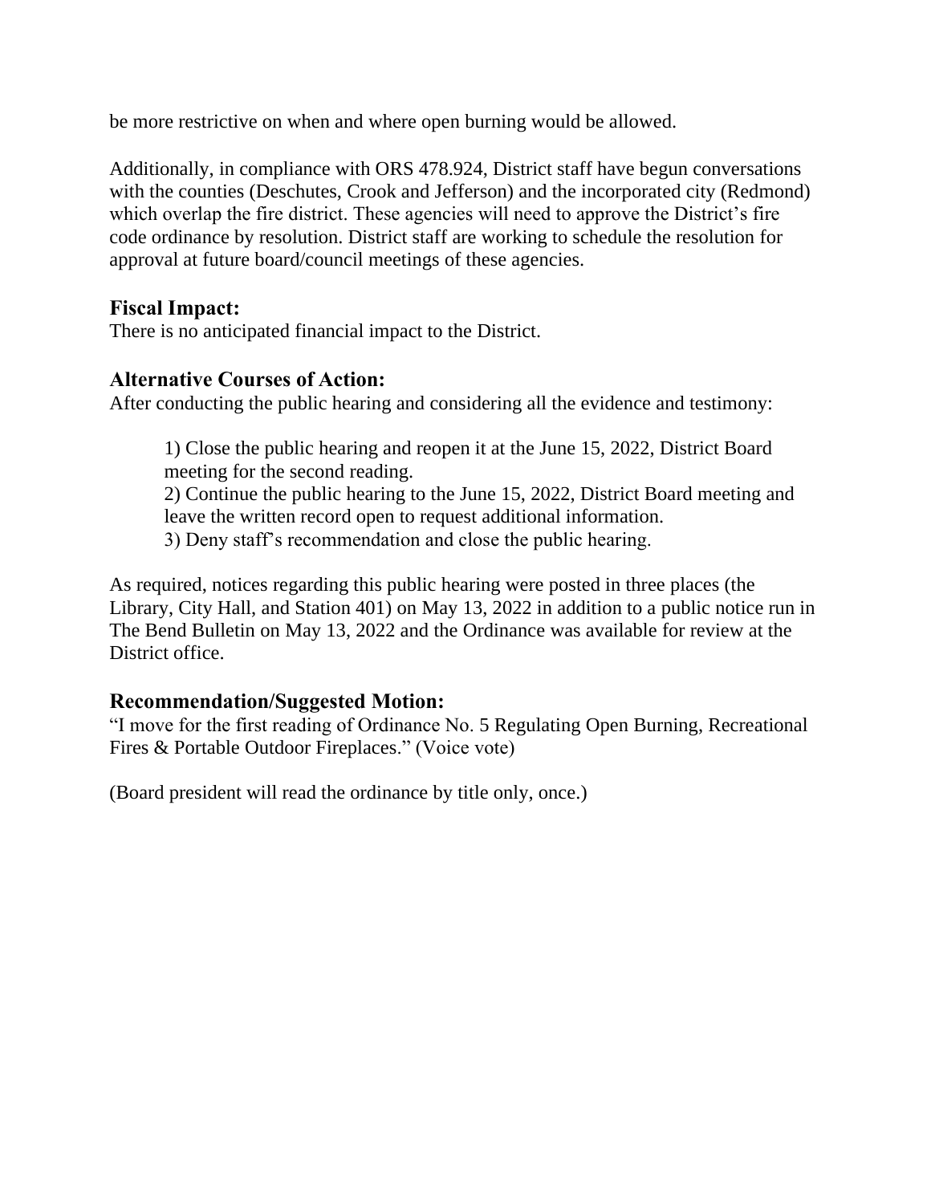be more restrictive on when and where open burning would be allowed.

Additionally, in compliance with ORS 478.924, District staff have begun conversations with the counties (Deschutes, Crook and Jefferson) and the incorporated city (Redmond) which overlap the fire district. These agencies will need to approve the District's fire code ordinance by resolution. District staff are working to schedule the resolution for approval at future board/council meetings of these agencies.

## Fiscal Impact:

There is no anticipated financial impact to the District.

## Alternative Courses of Action:

After conducting the public hearing and considering all the evidence and testimony:

> 1) Close the public hearing and reopen it at the June 15, 2022, District Board meeting for the second reading.
> 2) Continue the public hearing to the June 15, 2022, District Board meeting and leave the written record open to request additional information.
> 3) Deny staff's recommendation and close the public hearing.

As required, notices regarding this public hearing were posted in three places (the Library, City Hall, and Station 401) on May 13, 2022 in addition to a public notice run in The Bend Bulletin on May 13, 2022 and the Ordinance was available for review at the District office.

## Recommendation/Suggested Motion:

"I move for the first reading of Ordinance No. 5 Regulating Open Burning, Recreational Fires & Portable Outdoor Fireplaces." (Voice vote)

(Board president will read the ordinance by title only, once.)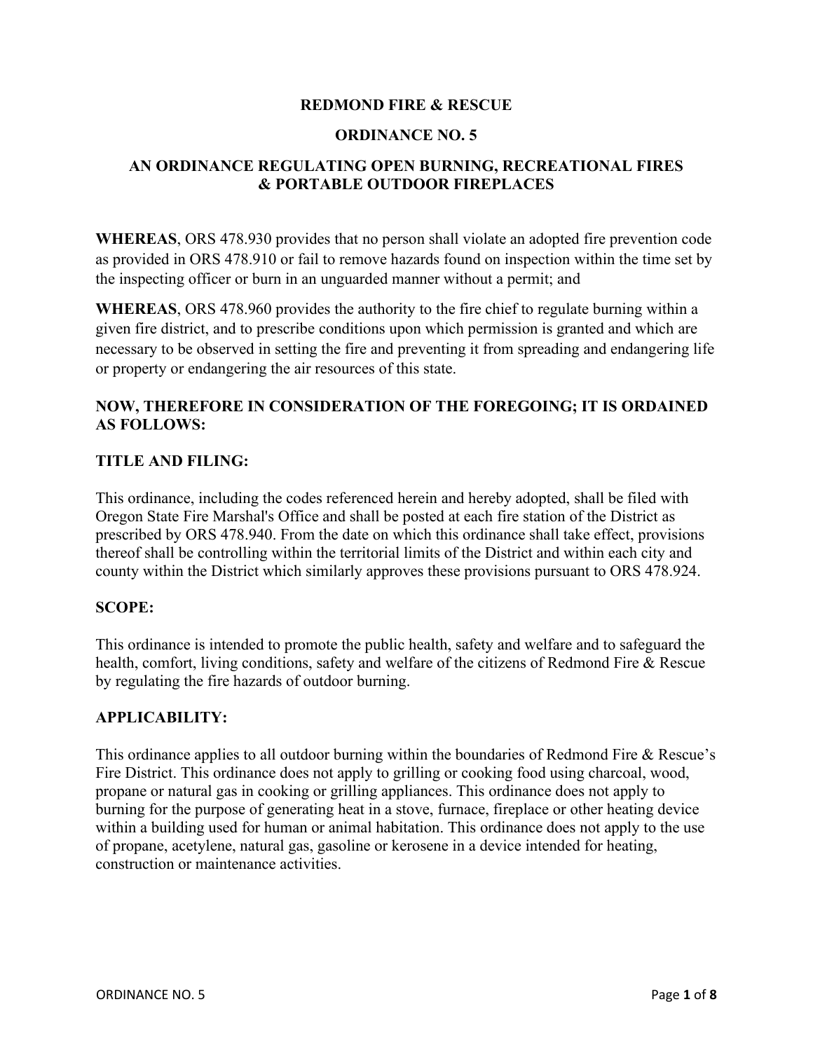# REDMOND FIRE & RESCUE

## ORDINANCE NO. 5

## AN ORDINANCE REGULATING OPEN BURNING, RECREATIONAL FIRES & PORTABLE OUTDOOR FIREPLACES

**WHEREAS**, ORS 478.930 provides that no person shall violate an adopted fire prevention code as provided in ORS 478.910 or fail to remove hazards found on inspection within the time set by the inspecting officer or burn in an unguarded manner without a permit; and

**WHEREAS**, ORS 478.960 provides the authority to the fire chief to regulate burning within a given fire district, and to prescribe conditions upon which permission is granted and which are necessary to be observed in setting the fire and preventing it from spreading and endangering life or property or endangering the air resources of this state.

**NOW, THEREFORE IN CONSIDERATION OF THE FOREGOING; IT IS ORDAINED AS FOLLOWS:**

### TITLE AND FILING:

This ordinance, including the codes referenced herein and hereby adopted, shall be filed with Oregon State Fire Marshal's Office and shall be posted at each fire station of the District as prescribed by ORS 478.940. From the date on which this ordinance shall take effect, provisions thereof shall be controlling within the territorial limits of the District and within each city and county within the District which similarly approves these provisions pursuant to ORS 478.924.

### SCOPE:

This ordinance is intended to promote the public health, safety and welfare and to safeguard the health, comfort, living conditions, safety and welfare of the citizens of Redmond Fire & Rescue by regulating the fire hazards of outdoor burning.

### APPLICABILITY:

This ordinance applies to all outdoor burning within the boundaries of Redmond Fire & Rescue's Fire District. This ordinance does not apply to grilling or cooking food using charcoal, wood, propane or natural gas in cooking or grilling appliances. This ordinance does not apply to burning for the purpose of generating heat in a stove, furnace, fireplace or other heating device within a building used for human or animal habitation. This ordinance does not apply to the use of propane, acetylene, natural gas, gasoline or kerosene in a device intended for heating, construction or maintenance activities.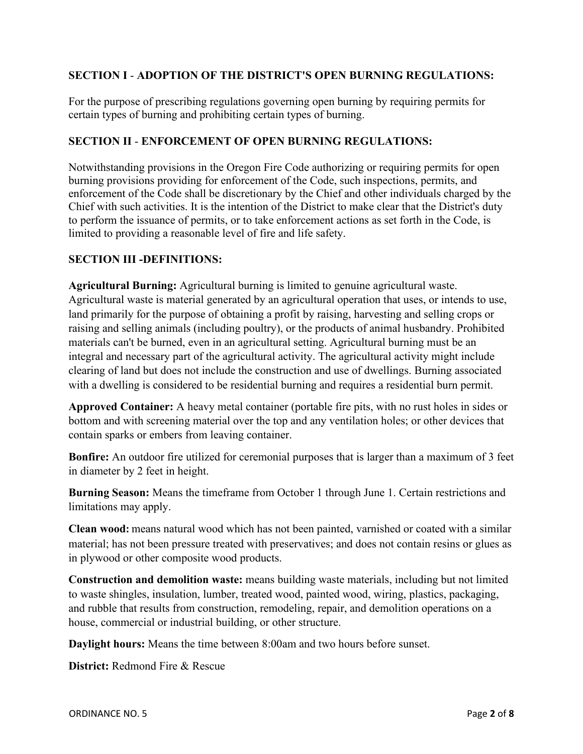## SECTION I - ADOPTION OF THE DISTRICT'S OPEN BURNING REGULATIONS:

For the purpose of prescribing regulations governing open burning by requiring permits for certain types of burning and prohibiting certain types of burning.

## SECTION II - ENFORCEMENT OF OPEN BURNING REGULATIONS:

Notwithstanding provisions in the Oregon Fire Code authorizing or requiring permits for open burning provisions providing for enforcement of the Code, such inspections, permits, and enforcement of the Code shall be discretionary by the Chief and other individuals charged by the Chief with such activities. It is the intention of the District to make clear that the District's duty to perform the issuance of permits, or to take enforcement actions as set forth in the Code, is limited to providing a reasonable level of fire and life safety.

## SECTION III -DEFINITIONS:

**Agricultural Burning:** Agricultural burning is limited to genuine agricultural waste. Agricultural waste is material generated by an agricultural operation that uses, or intends to use, land primarily for the purpose of obtaining a profit by raising, harvesting and selling crops or raising and selling animals (including poultry), or the products of animal husbandry. Prohibited materials can't be burned, even in an agricultural setting. Agricultural burning must be an integral and necessary part of the agricultural activity. The agricultural activity might include clearing of land but does not include the construction and use of dwellings. Burning associated with a dwelling is considered to be residential burning and requires a residential burn permit.

**Approved Container:** A heavy metal container (portable fire pits, with no rust holes in sides or bottom and with screening material over the top and any ventilation holes; or other devices that contain sparks or embers from leaving container.

**Bonfire:** An outdoor fire utilized for ceremonial purposes that is larger than a maximum of 3 feet in diameter by 2 feet in height.

**Burning Season:** Means the timeframe from October 1 through June 1. Certain restrictions and limitations may apply.

**Clean wood:** means natural wood which has not been painted, varnished or coated with a similar material; has not been pressure treated with preservatives; and does not contain resins or glues as in plywood or other composite wood products.

**Construction and demolition waste:** means building waste materials, including but not limited to waste shingles, insulation, lumber, treated wood, painted wood, wiring, plastics, packaging, and rubble that results from construction, remodeling, repair, and demolition operations on a house, commercial or industrial building, or other structure.

**Daylight hours:** Means the time between 8:00am and two hours before sunset.

**District:** Redmond Fire & Rescue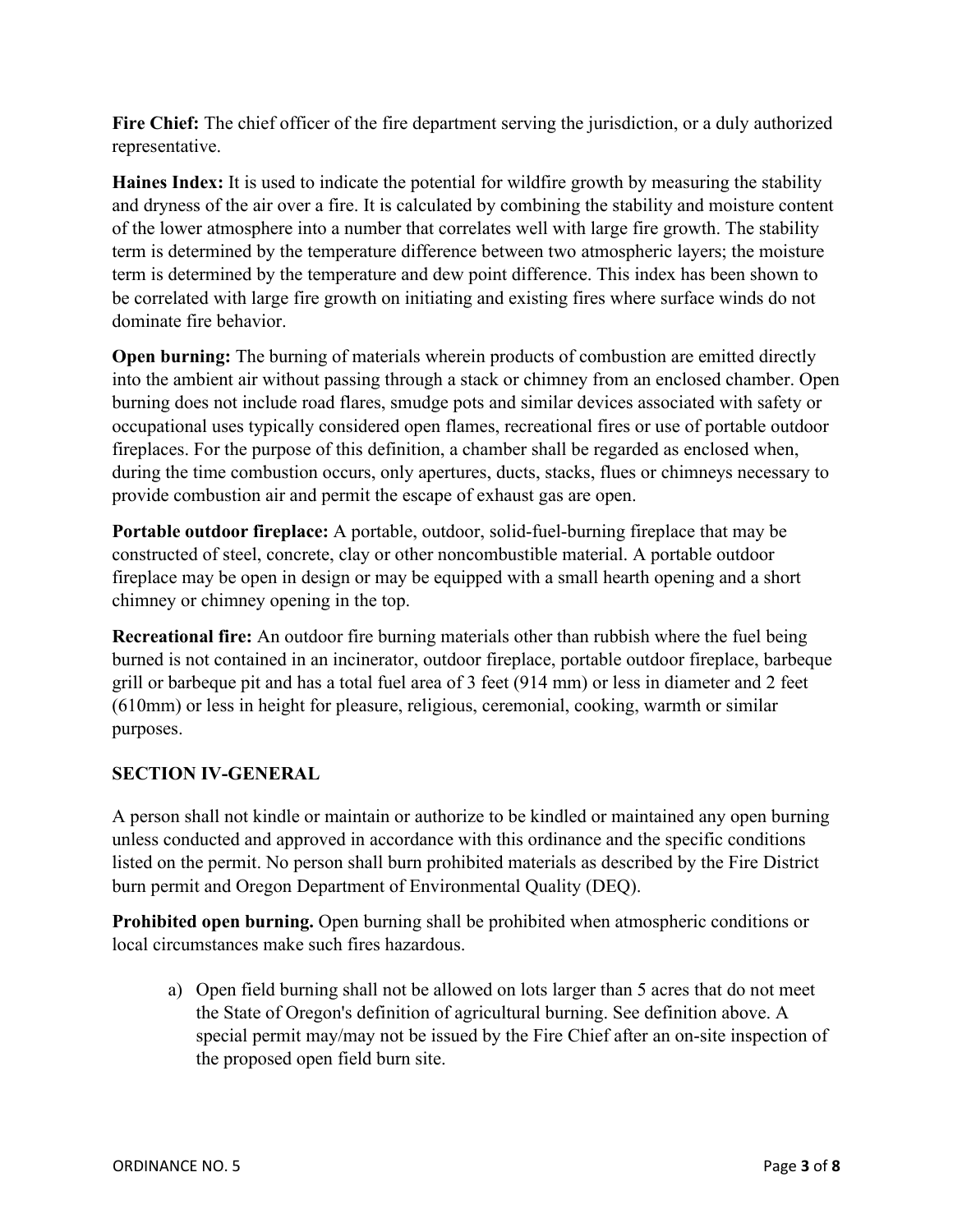**Fire Chief:** The chief officer of the fire department serving the jurisdiction, or a duly authorized representative.

**Haines Index:** It is used to indicate the potential for wildfire growth by measuring the stability and dryness of the air over a fire. It is calculated by combining the stability and moisture content of the lower atmosphere into a number that correlates well with large fire growth. The stability term is determined by the temperature difference between two atmospheric layers; the moisture term is determined by the temperature and dew point difference. This index has been shown to be correlated with large fire growth on initiating and existing fires where surface winds do not dominate fire behavior.

**Open burning:** The burning of materials wherein products of combustion are emitted directly into the ambient air without passing through a stack or chimney from an enclosed chamber. Open burning does not include road flares, smudge pots and similar devices associated with safety or occupational uses typically considered open flames, recreational fires or use of portable outdoor fireplaces. For the purpose of this definition, a chamber shall be regarded as enclosed when, during the time combustion occurs, only apertures, ducts, stacks, flues or chimneys necessary to provide combustion air and permit the escape of exhaust gas are open.

**Portable outdoor fireplace:** A portable, outdoor, solid-fuel-burning fireplace that may be constructed of steel, concrete, clay or other noncombustible material. A portable outdoor fireplace may be open in design or may be equipped with a small hearth opening and a short chimney or chimney opening in the top.

**Recreational fire:** An outdoor fire burning materials other than rubbish where the fuel being burned is not contained in an incinerator, outdoor fireplace, portable outdoor fireplace, barbeque grill or barbeque pit and has a total fuel area of 3 feet (914 mm) or less in diameter and 2 feet (610mm) or less in height for pleasure, religious, ceremonial, cooking, warmth or similar purposes.

## SECTION IV-GENERAL

A person shall not kindle or maintain or authorize to be kindled or maintained any open burning unless conducted and approved in accordance with this ordinance and the specific conditions listed on the permit. No person shall burn prohibited materials as described by the Fire District burn permit and Oregon Department of Environmental Quality (DEQ).

**Prohibited open burning.** Open burning shall be prohibited when atmospheric conditions or local circumstances make such fires hazardous.

a) Open field burning shall not be allowed on lots larger than 5 acres that do not meet the State of Oregon's definition of agricultural burning. See definition above. A special permit may/may not be issued by the Fire Chief after an on-site inspection of the proposed open field burn site.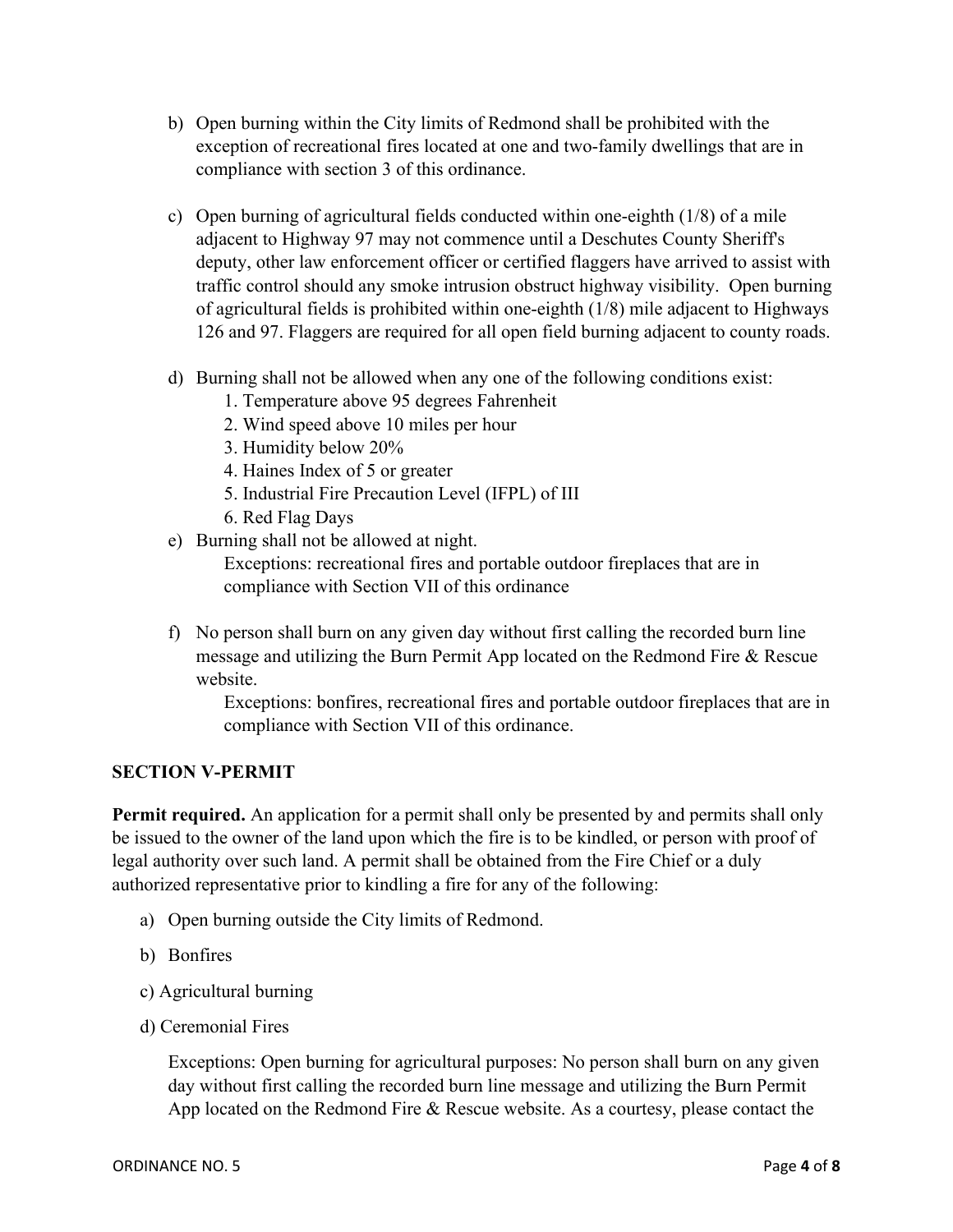b) Open burning within the City limits of Redmond shall be prohibited with the exception of recreational fires located at one and two-family dwellings that are in compliance with section 3 of this ordinance.

c) Open burning of agricultural fields conducted within one-eighth (1/8) of a mile adjacent to Highway 97 may not commence until a Deschutes County Sheriff's deputy, other law enforcement officer or certified flaggers have arrived to assist with traffic control should any smoke intrusion obstruct highway visibility. Open burning of agricultural fields is prohibited within one-eighth (1/8) mile adjacent to Highways 126 and 97. Flaggers are required for all open field burning adjacent to county roads.

d) Burning shall not be allowed when any one of the following conditions exist:
   1. Temperature above 95 degrees Fahrenheit
   2. Wind speed above 10 miles per hour
   3. Humidity below 20%
   4. Haines Index of 5 or greater
   5. Industrial Fire Precaution Level (IFPL) of III
   6. Red Flag Days

e) Burning shall not be allowed at night.
   Exceptions: recreational fires and portable outdoor fireplaces that are in compliance with Section VII of this ordinance

f) No person shall burn on any given day without first calling the recorded burn line message and utilizing the Burn Permit App located on the Redmond Fire & Rescue website.
   Exceptions: bonfires, recreational fires and portable outdoor fireplaces that are in compliance with Section VII of this ordinance.

### SECTION V-PERMIT

**Permit required.** An application for a permit shall only be presented by and permits shall only be issued to the owner of the land upon which the fire is to be kindled, or person with proof of legal authority over such land. A permit shall be obtained from the Fire Chief or a duly authorized representative prior to kindling a fire for any of the following:

a) Open burning outside the City limits of Redmond.

b) Bonfires

c) Agricultural burning

d) Ceremonial Fires

Exceptions: Open burning for agricultural purposes: No person shall burn on any given day without first calling the recorded burn line message and utilizing the Burn Permit App located on the Redmond Fire & Rescue website. As a courtesy, please contact the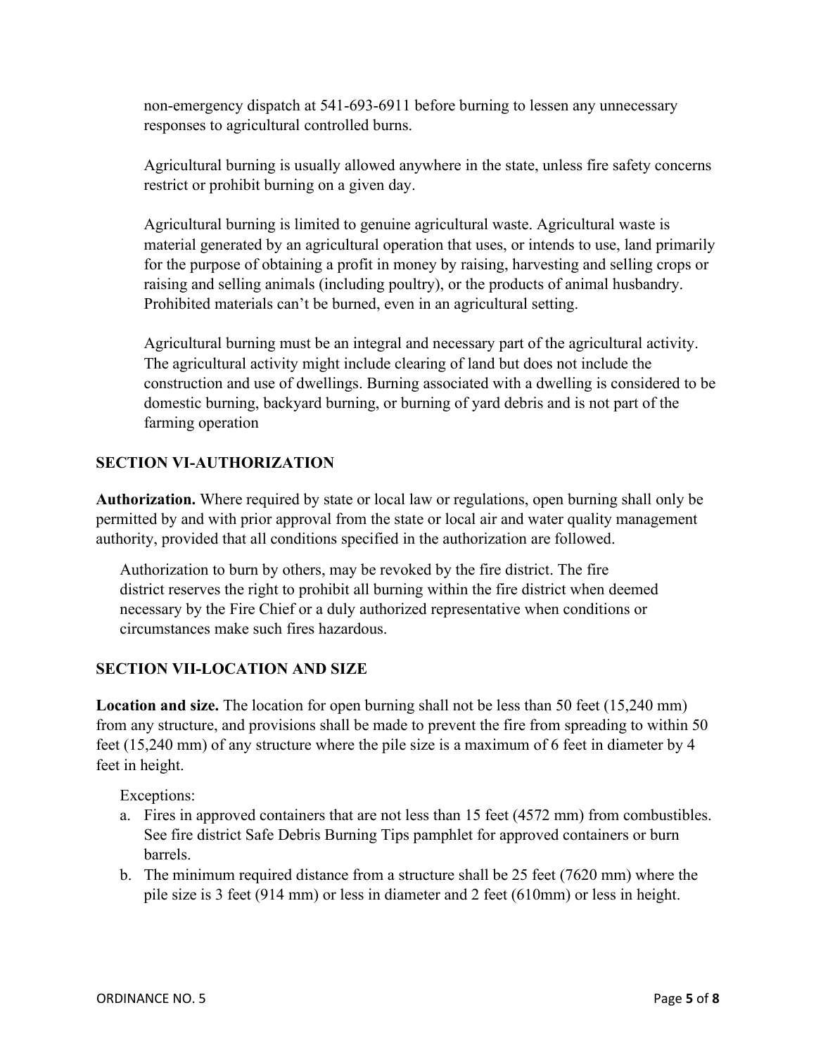non-emergency dispatch at 541-693-6911 before burning to lessen any unnecessary responses to agricultural controlled burns.

Agricultural burning is usually allowed anywhere in the state, unless fire safety concerns restrict or prohibit burning on a given day.

Agricultural burning is limited to genuine agricultural waste. Agricultural waste is material generated by an agricultural operation that uses, or intends to use, land primarily for the purpose of obtaining a profit in money by raising, harvesting and selling crops or raising and selling animals (including poultry), or the products of animal husbandry. Prohibited materials can't be burned, even in an agricultural setting.

Agricultural burning must be an integral and necessary part of the agricultural activity. The agricultural activity might include clearing of land but does not include the construction and use of dwellings. Burning associated with a dwelling is considered to be domestic burning, backyard burning, or burning of yard debris and is not part of the farming operation

## SECTION VI-AUTHORIZATION

**Authorization.** Where required by state or local law or regulations, open burning shall only be permitted by and with prior approval from the state or local air and water quality management authority, provided that all conditions specified in the authorization are followed.

Authorization to burn by others, may be revoked by the fire district. The fire district reserves the right to prohibit all burning within the fire district when deemed necessary by the Fire Chief or a duly authorized representative when conditions or circumstances make such fires hazardous.

## SECTION VII-LOCATION AND SIZE

**Location and size.** The location for open burning shall not be less than 50 feet (15,240 mm) from any structure, and provisions shall be made to prevent the fire from spreading to within 50 feet (15,240 mm) of any structure where the pile size is a maximum of 6 feet in diameter by 4 feet in height.

Exceptions:

a. Fires in approved containers that are not less than 15 feet (4572 mm) from combustibles. See fire district Safe Debris Burning Tips pamphlet for approved containers or burn barrels.
b. The minimum required distance from a structure shall be 25 feet (7620 mm) where the pile size is 3 feet (914 mm) or less in diameter and 2 feet (610mm) or less in height.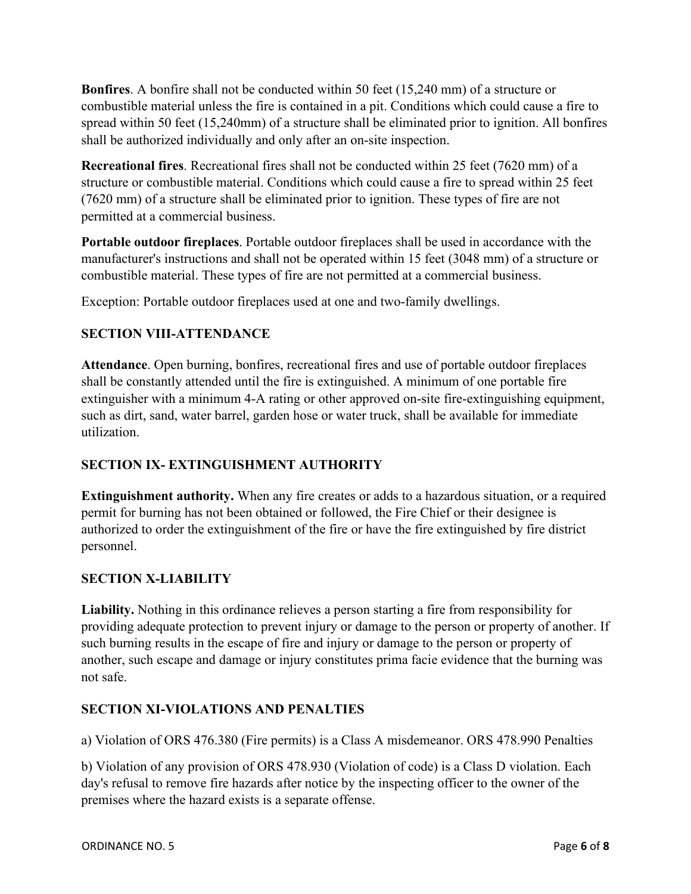**Bonfires**. A bonfire shall not be conducted within 50 feet (15,240 mm) of a structure or combustible material unless the fire is contained in a pit. Conditions which could cause a fire to spread within 50 feet (15,240mm) of a structure shall be eliminated prior to ignition. All bonfires shall be authorized individually and only after an on-site inspection.

**Recreational fires**. Recreational fires shall not be conducted within 25 feet (7620 mm) of a structure or combustible material. Conditions which could cause a fire to spread within 25 feet (7620 mm) of a structure shall be eliminated prior to ignition. These types of fire are not permitted at a commercial business.

**Portable outdoor fireplaces**. Portable outdoor fireplaces shall be used in accordance with the manufacturer's instructions and shall not be operated within 15 feet (3048 mm) of a structure or combustible material. These types of fire are not permitted at a commercial business.

Exception: Portable outdoor fireplaces used at one and two-family dwellings.

## SECTION VIII-ATTENDANCE

**Attendance**. Open burning, bonfires, recreational fires and use of portable outdoor fireplaces shall be constantly attended until the fire is extinguished. A minimum of one portable fire extinguisher with a minimum 4-A rating or other approved on-site fire-extinguishing equipment, such as dirt, sand, water barrel, garden hose or water truck, shall be available for immediate utilization.

## SECTION IX- EXTINGUISHMENT AUTHORITY

**Extinguishment authority.** When any fire creates or adds to a hazardous situation, or a required permit for burning has not been obtained or followed, the Fire Chief or their designee is authorized to order the extinguishment of the fire or have the fire extinguished by fire district personnel.

## SECTION X-LIABILITY

**Liability.** Nothing in this ordinance relieves a person starting a fire from responsibility for providing adequate protection to prevent injury or damage to the person or property of another. If such burning results in the escape of fire and injury or damage to the person or property of another, such escape and damage or injury constitutes prima facie evidence that the burning was not safe.

## SECTION XI-VIOLATIONS AND PENALTIES

a) Violation of ORS 476.380 (Fire permits) is a Class A misdemeanor. ORS 478.990 Penalties

b) Violation of any provision of ORS 478.930 (Violation of code) is a Class D violation. Each day's refusal to remove fire hazards after notice by the inspecting officer to the owner of the premises where the hazard exists is a separate offense.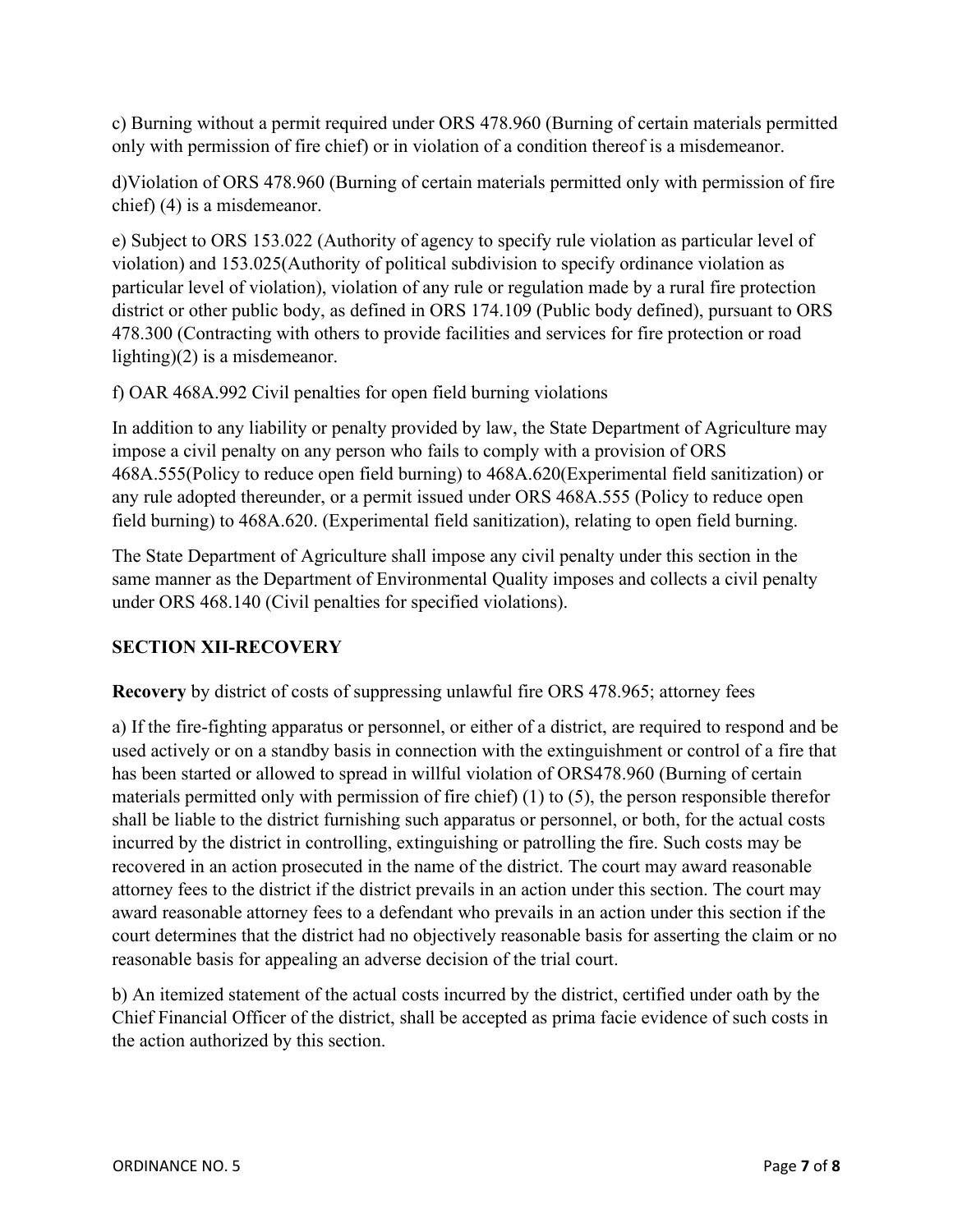c) Burning without a permit required under ORS 478.960 (Burning of certain materials permitted only with permission of fire chief) or in violation of a condition thereof is a misdemeanor.

d)Violation of ORS 478.960 (Burning of certain materials permitted only with permission of fire chief) (4) is a misdemeanor.

e) Subject to ORS 153.022 (Authority of agency to specify rule violation as particular level of violation) and 153.025(Authority of political subdivision to specify ordinance violation as particular level of violation), violation of any rule or regulation made by a rural fire protection district or other public body, as defined in ORS 174.109 (Public body defined), pursuant to ORS 478.300 (Contracting with others to provide facilities and services for fire protection or road lighting)(2) is a misdemeanor.

f) OAR 468A.992 Civil penalties for open field burning violations

In addition to any liability or penalty provided by law, the State Department of Agriculture may impose a civil penalty on any person who fails to comply with a provision of ORS 468A.555(Policy to reduce open field burning) to 468A.620(Experimental field sanitization) or any rule adopted thereunder, or a permit issued under ORS 468A.555 (Policy to reduce open field burning) to 468A.620. (Experimental field sanitization), relating to open field burning.

The State Department of Agriculture shall impose any civil penalty under this section in the same manner as the Department of Environmental Quality imposes and collects a civil penalty under ORS 468.140 (Civil penalties for specified violations).

## SECTION XII-RECOVERY

**Recovery** by district of costs of suppressing unlawful fire ORS 478.965; attorney fees

a) If the fire-fighting apparatus or personnel, or either of a district, are required to respond and be used actively or on a standby basis in connection with the extinguishment or control of a fire that has been started or allowed to spread in willful violation of ORS478.960 (Burning of certain materials permitted only with permission of fire chief) (1) to (5), the person responsible therefor shall be liable to the district furnishing such apparatus or personnel, or both, for the actual costs incurred by the district in controlling, extinguishing or patrolling the fire. Such costs may be recovered in an action prosecuted in the name of the district. The court may award reasonable attorney fees to the district if the district prevails in an action under this section. The court may award reasonable attorney fees to a defendant who prevails in an action under this section if the court determines that the district had no objectively reasonable basis for asserting the claim or no reasonable basis for appealing an adverse decision of the trial court.

b) An itemized statement of the actual costs incurred by the district, certified under oath by the Chief Financial Officer of the district, shall be accepted as prima facie evidence of such costs in the action authorized by this section.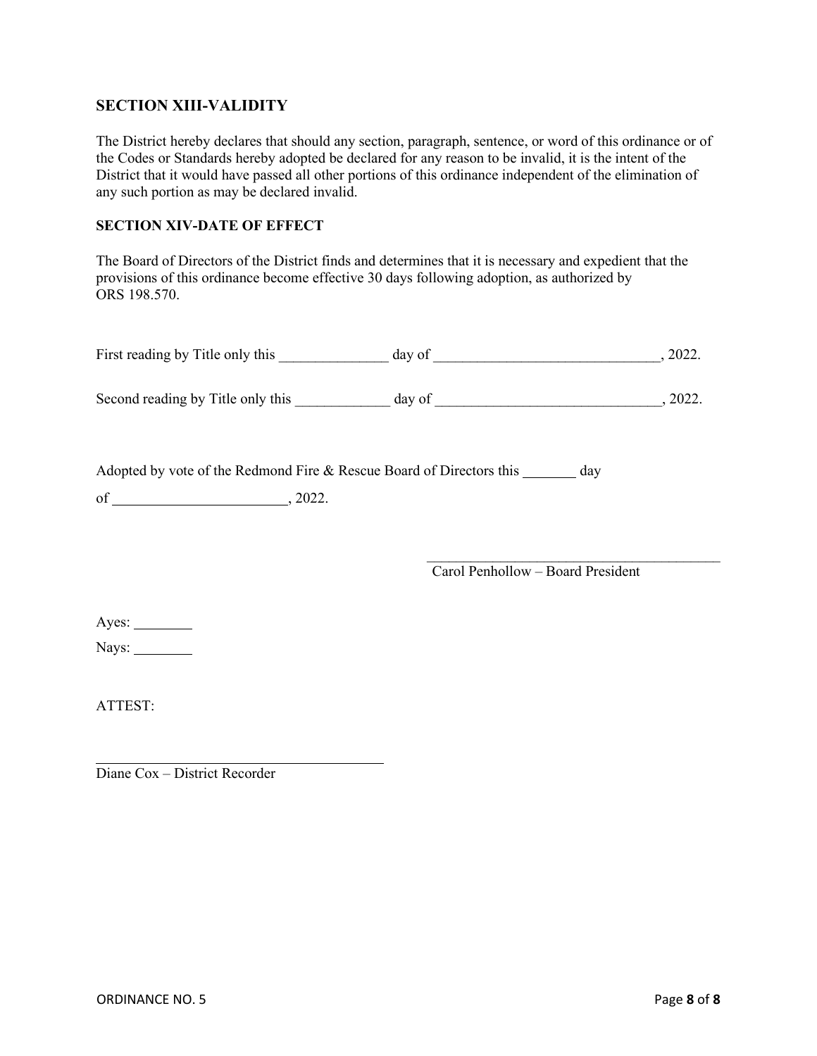## SECTION XIII-VALIDITY

The District hereby declares that should any section, paragraph, sentence, or word of this ordinance or of the Codes or Standards hereby adopted be declared for any reason to be invalid, it is the intent of the District that it would have passed all other portions of this ordinance independent of the elimination of any such portion as may be declared invalid.

## SECTION XIV-DATE OF EFFECT

The Board of Directors of the District finds and determines that it is necessary and expedient that the provisions of this ordinance become effective 30 days following adoption, as authorized by ORS 198.570.

First reading by Title only this _______________ day of _______________________________, 2022.

Second reading by Title only this _____________ day of _______________________________, 2022.

Adopted by vote of the Redmond Fire & Rescue Board of Directors this ________ day of _________________________, 2022.

__________________________________________
Carol Penhollow – Board President

Ayes: ________

Nays: ________

ATTEST:

__________________________________________
Diane Cox – District Recorder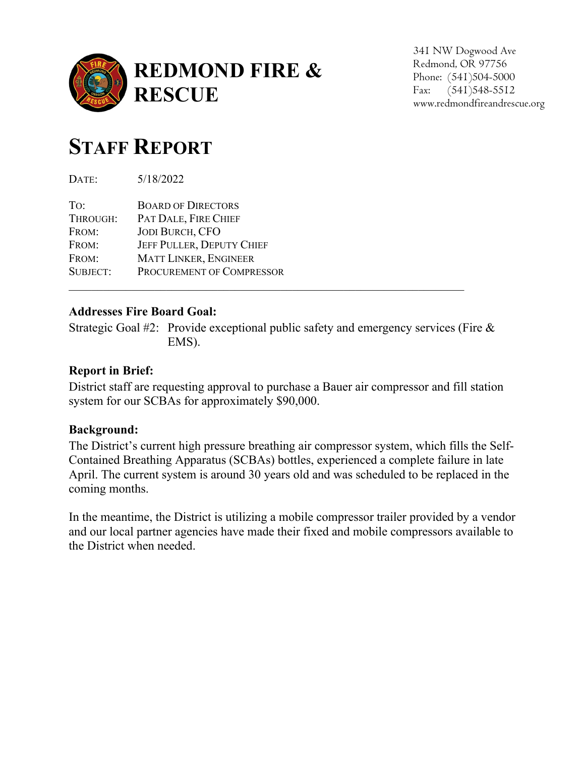# REDMOND FIRE & RESCUE

341 NW Dogwood Ave
Redmond, OR 97756
Phone: (541)504-5000
Fax: (541)548-5512
www.redmondfireandrescue.org

# STAFF REPORT

DATE: 5/18/2022

TO: BOARD OF DIRECTORS
THROUGH: PAT DALE, FIRE CHIEF
FROM: JODI BURCH, CFO
FROM: JEFF PULLER, DEPUTY CHIEF
FROM: MATT LINKER, ENGINEER
SUBJECT: PROCUREMENT OF COMPRESSOR

---

**Addresses Fire Board Goal:**

Strategic Goal #2: Provide exceptional public safety and emergency services (Fire & EMS).

**Report in Brief:**

District staff are requesting approval to purchase a Bauer air compressor and fill station system for our SCBAs for approximately $90,000.

**Background:**

The District's current high pressure breathing air compressor system, which fills the Self-Contained Breathing Apparatus (SCBAs) bottles, experienced a complete failure in late April. The current system is around 30 years old and was scheduled to be replaced in the coming months.

In the meantime, the District is utilizing a mobile compressor trailer provided by a vendor and our local partner agencies have made their fixed and mobile compressors available to the District when needed.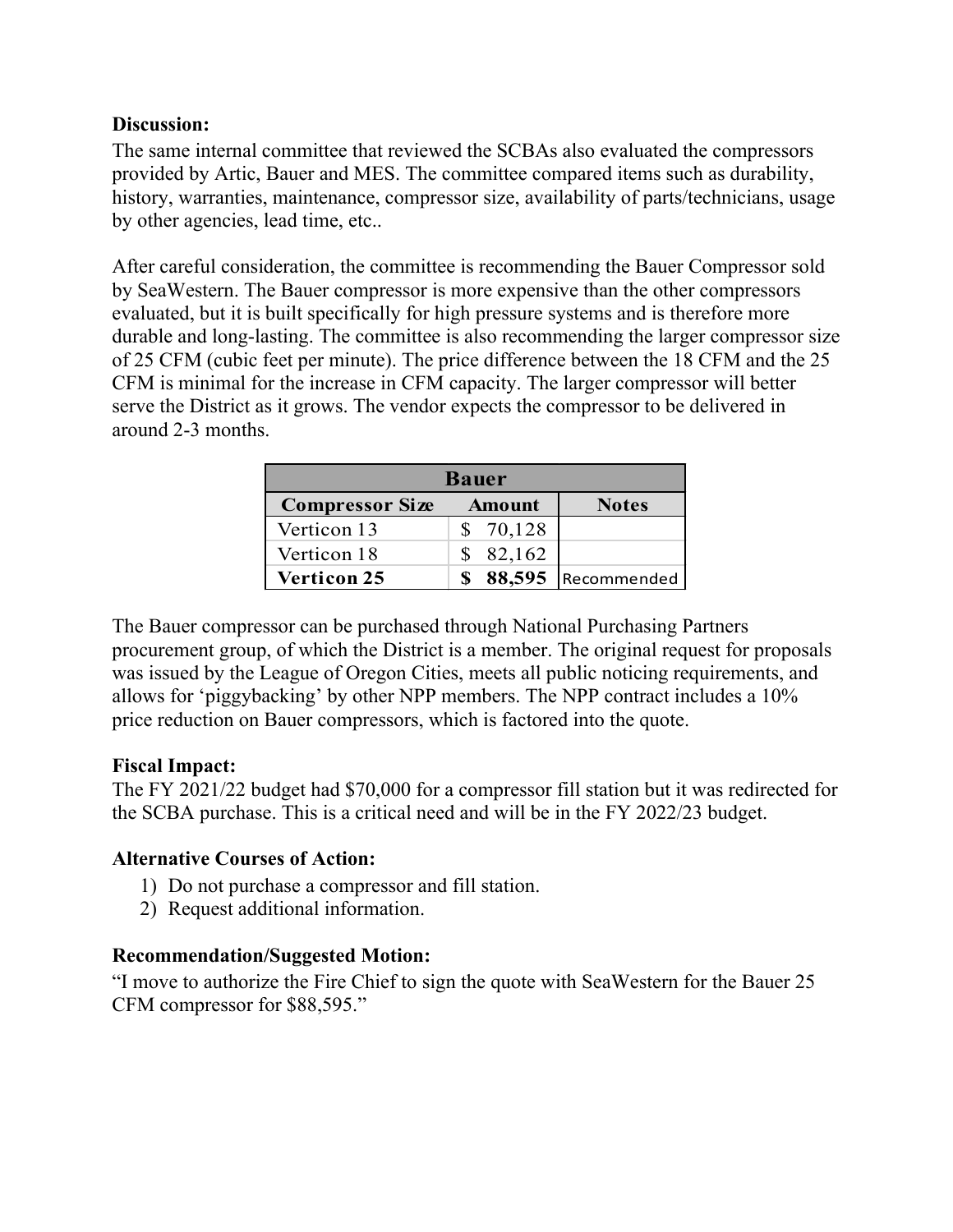**Discussion:**

The same internal committee that reviewed the SCBAs also evaluated the compressors provided by Artic, Bauer and MES. The committee compared items such as durability, history, warranties, maintenance, compressor size, availability of parts/technicians, usage by other agencies, lead time, etc..

After careful consideration, the committee is recommending the Bauer Compressor sold by SeaWestern. The Bauer compressor is more expensive than the other compressors evaluated, but it is built specifically for high pressure systems and is therefore more durable and long-lasting. The committee is also recommending the larger compressor size of 25 CFM (cubic feet per minute). The price difference between the 18 CFM and the 25 CFM is minimal for the increase in CFM capacity. The larger compressor will better serve the District as it grows. The vendor expects the compressor to be delivered in around 2-3 months.

| Bauer | | |
|---|---|---|
| **Compressor Size** | **Amount** | **Notes** |
| Verticon 13 | $ 70,128 | |
| Verticon 18 | $ 82,162 | |
| **Verticon 25** | **$ 88,595** | Recommended |

The Bauer compressor can be purchased through National Purchasing Partners procurement group, of which the District is a member. The original request for proposals was issued by the League of Oregon Cities, meets all public noticing requirements, and allows for 'piggybacking' by other NPP members. The NPP contract includes a 10% price reduction on Bauer compressors, which is factored into the quote.

**Fiscal Impact:**

The FY 2021/22 budget had $70,000 for a compressor fill station but it was redirected for the SCBA purchase. This is a critical need and will be in the FY 2022/23 budget.

**Alternative Courses of Action:**

1) Do not purchase a compressor and fill station.
2) Request additional information.

**Recommendation/Suggested Motion:**

"I move to authorize the Fire Chief to sign the quote with SeaWestern for the Bauer 25 CFM compressor for $88,595."